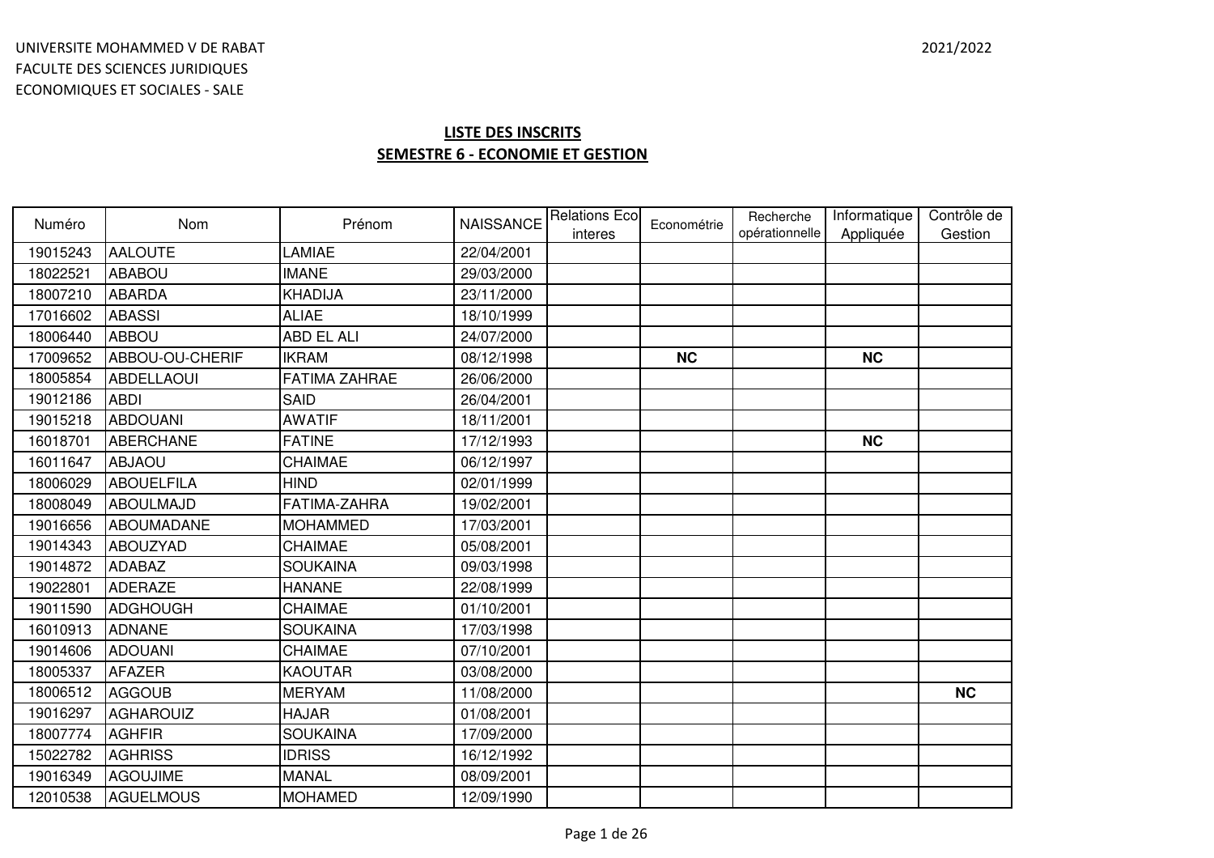UNIVERSITE MOHAMMED V DE RABAT
FACULTE DES SCIENCES JURIDIQUES
ECONOMIQUES ET SOCIALES - SALE

2021/2022

## LISTE DES INSCRITS
## SEMESTRE 6 - ECONOMIE ET GESTION

| Numéro | Nom | Prénom | NAISSANCE | Relations Eco interes | Econométrie | Recherche opérationnelle | Informatique Appliquée | Contrôle de Gestion |
|---|---|---|---|---|---|---|---|---|
| 19015243 | AALOUTE | LAMIAE | 22/04/2001 | | | | | |
| 18022521 | ABABOU | IMANE | 29/03/2000 | | | | | |
| 18007210 | ABARDA | KHADIJA | 23/11/2000 | | | | | |
| 17016602 | ABASSI | ALIAE | 18/10/1999 | | | | | |
| 18006440 | ABBOU | ABD EL ALI | 24/07/2000 | | | | | |
| 17009652 | ABBOU-OU-CHERIF | IKRAM | 08/12/1998 | | **NC** | | **NC** | |
| 18005854 | ABDELLAOUI | FATIMA ZAHRAE | 26/06/2000 | | | | | |
| 19012186 | ABDI | SAID | 26/04/2001 | | | | | |
| 19015218 | ABDOUANI | AWATIF | 18/11/2001 | | | | | |
| 16018701 | ABERCHANE | FATINE | 17/12/1993 | | | | **NC** | |
| 16011647 | ABJAOU | CHAIMAE | 06/12/1997 | | | | | |
| 18006029 | ABOUELFILA | HIND | 02/01/1999 | | | | | |
| 18008049 | ABOULMAJD | FATIMA-ZAHRA | 19/02/2001 | | | | | |
| 19016656 | ABOUMADANE | MOHAMMED | 17/03/2001 | | | | | |
| 19014343 | ABOUZYAD | CHAIMAE | 05/08/2001 | | | | | |
| 19014872 | ADABAZ | SOUKAINA | 09/03/1998 | | | | | |
| 19022801 | ADERAZE | HANANE | 22/08/1999 | | | | | |
| 19011590 | ADGHOUGH | CHAIMAE | 01/10/2001 | | | | | |
| 16010913 | ADNANE | SOUKAINA | 17/03/1998 | | | | | |
| 19014606 | ADOUANI | CHAIMAE | 07/10/2001 | | | | | |
| 18005337 | AFAZER | KAOUTAR | 03/08/2000 | | | | | |
| 18006512 | AGGOUB | MERYAM | 11/08/2000 | | | | | **NC** |
| 19016297 | AGHAROUIZ | HAJAR | 01/08/2001 | | | | | |
| 18007774 | AGHFIR | SOUKAINA | 17/09/2000 | | | | | |
| 15022782 | AGHRISS | IDRISS | 16/12/1992 | | | | | |
| 19016349 | AGOUJIME | MANAL | 08/09/2001 | | | | | |
| 12010538 | AGUELMOUS | MOHAMED | 12/09/1990 | | | | | |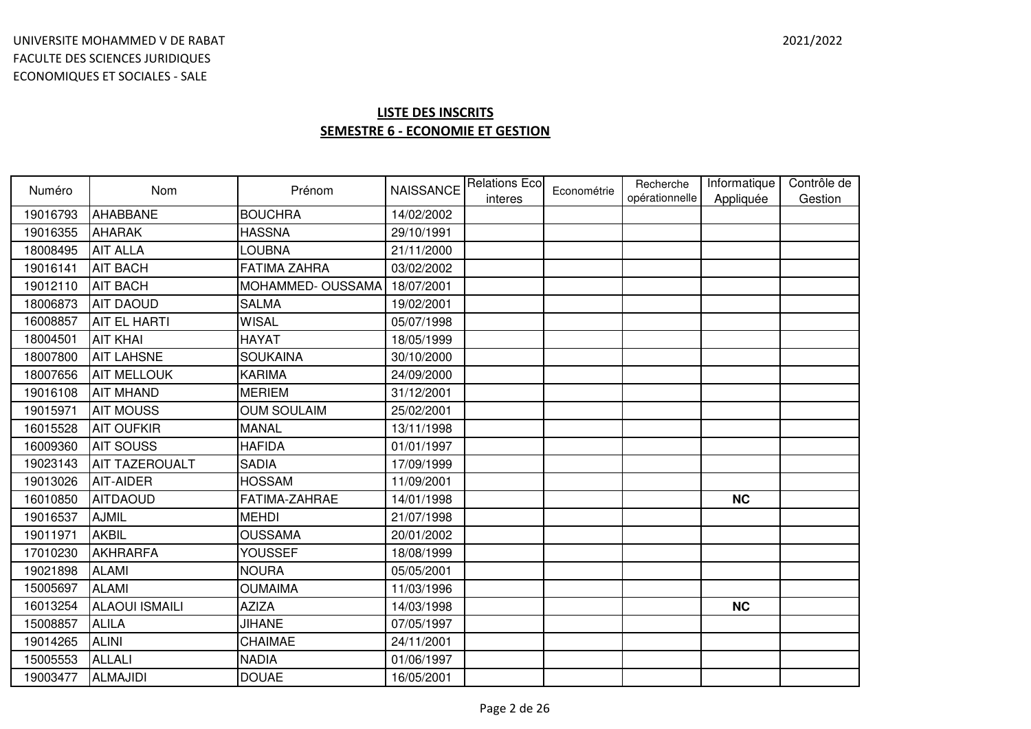UNIVERSITE MOHAMMED V DE RABAT
FACULTE DES SCIENCES JURIDIQUES
ECONOMIQUES ET SOCIALES - SALE

2021/2022

## LISTE DES INSCRITS
## SEMESTRE 6 - ECONOMIE ET GESTION

| Numéro | Nom | Prénom | NAISSANCE | Relations Eco interes | Econométrie | Recherche opérationnelle | Informatique Appliquée | Contrôle de Gestion |
|---|---|---|---|---|---|---|---|---|
| 19016793 | AHABBANE | BOUCHRA | 14/02/2002 | | | | | |
| 19016355 | AHARAK | HASSNA | 29/10/1991 | | | | | |
| 18008495 | AIT ALLA | LOUBNA | 21/11/2000 | | | | | |
| 19016141 | AIT BACH | FATIMA ZAHRA | 03/02/2002 | | | | | |
| 19012110 | AIT BACH | MOHAMMED- OUSSAMA | 18/07/2001 | | | | | |
| 18006873 | AIT DAOUD | SALMA | 19/02/2001 | | | | | |
| 16008857 | AIT EL HARTI | WISAL | 05/07/1998 | | | | | |
| 18004501 | AIT KHAI | HAYAT | 18/05/1999 | | | | | |
| 18007800 | AIT LAHSNE | SOUKAINA | 30/10/2000 | | | | | |
| 18007656 | AIT MELLOUK | KARIMA | 24/09/2000 | | | | | |
| 19016108 | AIT MHAND | MERIEM | 31/12/2001 | | | | | |
| 19015971 | AIT MOUSS | OUM SOULAIM | 25/02/2001 | | | | | |
| 16015528 | AIT OUFKIR | MANAL | 13/11/1998 | | | | | |
| 16009360 | AIT SOUSS | HAFIDA | 01/01/1997 | | | | | |
| 19023143 | AIT TAZEROUALT | SADIA | 17/09/1999 | | | | | |
| 19013026 | AIT-AIDER | HOSSAM | 11/09/2001 | | | | | |
| 16010850 | AITDAOUD | FATIMA-ZAHRAE | 14/01/1998 | | | | **NC** | |
| 19016537 | AJMIL | MEHDI | 21/07/1998 | | | | | |
| 19011971 | AKBIL | OUSSAMA | 20/01/2002 | | | | | |
| 17010230 | AKHRARFA | YOUSSEF | 18/08/1999 | | | | | |
| 19021898 | ALAMI | NOURA | 05/05/2001 | | | | | |
| 15005697 | ALAMI | OUMAIMA | 11/03/1996 | | | | | |
| 16013254 | ALAOUI ISMAILI | AZIZA | 14/03/1998 | | | | **NC** | |
| 15008857 | ALILA | JIHANE | 07/05/1997 | | | | | |
| 19014265 | ALINI | CHAIMAE | 24/11/2001 | | | | | |
| 15005553 | ALLALI | NADIA | 01/06/1997 | | | | | |
| 19003477 | ALMAJIDI | DOUAE | 16/05/2001 | | | | | |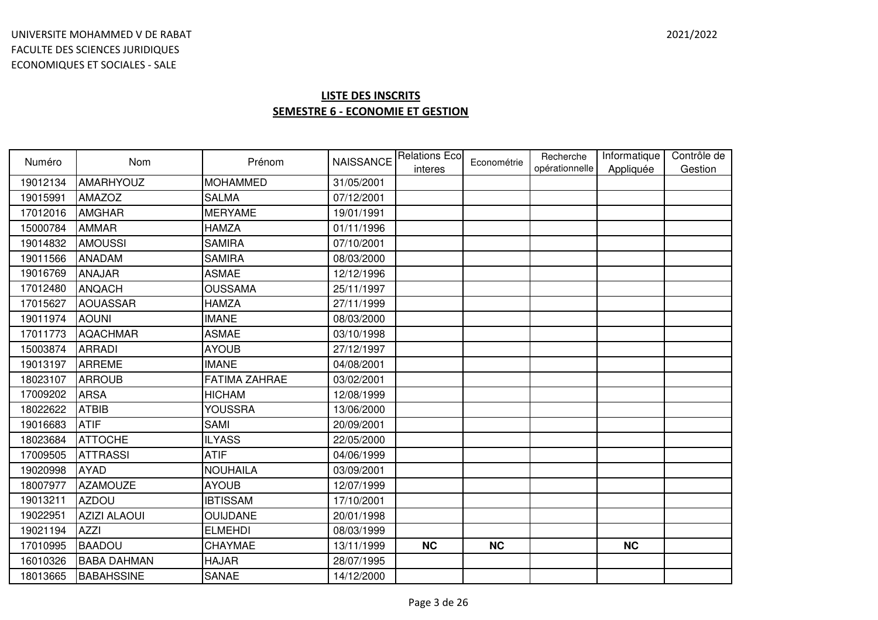UNIVERSITE MOHAMMED V DE RABAT
FACULTE DES SCIENCES JURIDIQUES
ECONOMIQUES ET SOCIALES - SALE

2021/2022

## LISTE DES INSCRITS
## SEMESTRE 6 - ECONOMIE ET GESTION

| Numéro | Nom | Prénom | NAISSANCE | Relations Eco interes | Econométrie | Recherche opérationnelle | Informatique Appliquée | Contrôle de Gestion |
|---|---|---|---|---|---|---|---|---|
| 19012134 | AMARHYOUZ | MOHAMMED | 31/05/2001 | | | | | |
| 19015991 | AMAZOZ | SALMA | 07/12/2001 | | | | | |
| 17012016 | AMGHAR | MERYAME | 19/01/1991 | | | | | |
| 15000784 | AMMAR | HAMZA | 01/11/1996 | | | | | |
| 19014832 | AMOUSSI | SAMIRA | 07/10/2001 | | | | | |
| 19011566 | ANADAM | SAMIRA | 08/03/2000 | | | | | |
| 19016769 | ANAJAR | ASMAE | 12/12/1996 | | | | | |
| 17012480 | ANQACH | OUSSAMA | 25/11/1997 | | | | | |
| 17015627 | AOUASSAR | HAMZA | 27/11/1999 | | | | | |
| 19011974 | AOUNI | IMANE | 08/03/2000 | | | | | |
| 17011773 | AQACHMAR | ASMAE | 03/10/1998 | | | | | |
| 15003874 | ARRADI | AYOUB | 27/12/1997 | | | | | |
| 19013197 | ARREME | IMANE | 04/08/2001 | | | | | |
| 18023107 | ARROUB | FATIMA ZAHRAE | 03/02/2001 | | | | | |
| 17009202 | ARSA | HICHAM | 12/08/1999 | | | | | |
| 18022622 | ATBIB | YOUSSRA | 13/06/2000 | | | | | |
| 19016683 | ATIF | SAMI | 20/09/2001 | | | | | |
| 18023684 | ATTOCHE | ILYASS | 22/05/2000 | | | | | |
| 17009505 | ATTRASSI | ATIF | 04/06/1999 | | | | | |
| 19020998 | AYAD | NOUHAILA | 03/09/2001 | | | | | |
| 18007977 | AZAMOUZE | AYOUB | 12/07/1999 | | | | | |
| 19013211 | AZDOU | IBTISSAM | 17/10/2001 | | | | | |
| 19022951 | AZIZI ALAOUI | OUIJDANE | 20/01/1998 | | | | | |
| 19021194 | AZZI | ELMEHDI | 08/03/1999 | | | | | |
| 17010995 | BAADOU | CHAYMAE | 13/11/1999 | **NC** | **NC** | | **NC** | |
| 16010326 | BABA DAHMAN | HAJAR | 28/07/1995 | | | | | |
| 18013665 | BABAHSSINE | SANAE | 14/12/2000 | | | | | |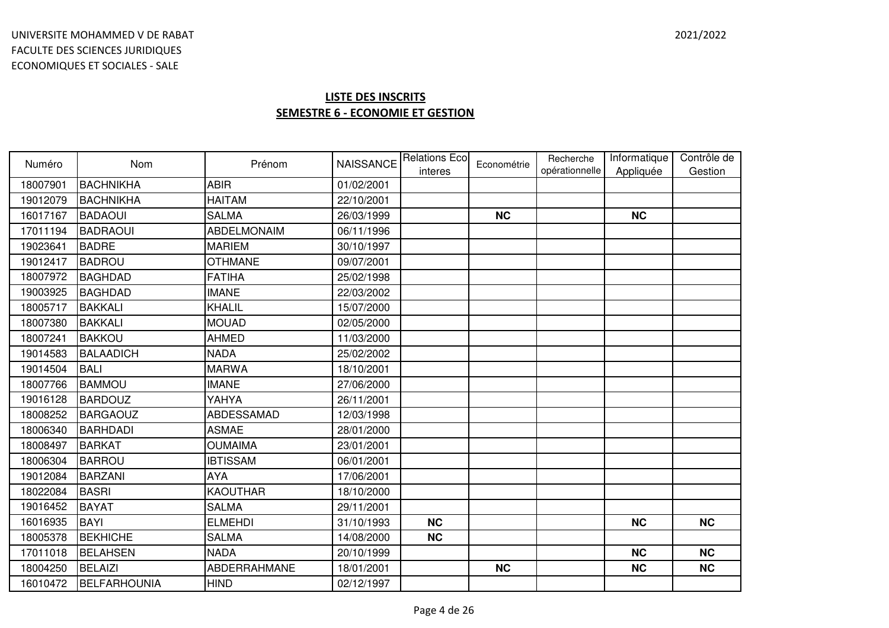UNIVERSITE MOHAMMED V DE RABAT
FACULTE DES SCIENCES JURIDIQUES
ECONOMIQUES ET SOCIALES - SALE

2021/2022

## LISTE DES INSCRITS
## SEMESTRE 6 - ECONOMIE ET GESTION

| Numéro | Nom | Prénom | NAISSANCE | Relations Eco interes | Econométrie | Recherche opérationnelle | Informatique Appliquée | Contrôle de Gestion |
|---|---|---|---|---|---|---|---|---|
| 18007901 | BACHNIKHA | ABIR | 01/02/2001 | | | | | |
| 19012079 | BACHNIKHA | HAITAM | 22/10/2001 | | | | | |
| 16017167 | BADAOUI | SALMA | 26/03/1999 | | **NC** | | **NC** | |
| 17011194 | BADRAOUI | ABDELMONAIM | 06/11/1996 | | | | | |
| 19023641 | BADRE | MARIEM | 30/10/1997 | | | | | |
| 19012417 | BADROU | OTHMANE | 09/07/2001 | | | | | |
| 18007972 | BAGHDAD | FATIHA | 25/02/1998 | | | | | |
| 19003925 | BAGHDAD | IMANE | 22/03/2002 | | | | | |
| 18005717 | BAKKALI | KHALIL | 15/07/2000 | | | | | |
| 18007380 | BAKKALI | MOUAD | 02/05/2000 | | | | | |
| 18007241 | BAKKOU | AHMED | 11/03/2000 | | | | | |
| 19014583 | BALAADICH | NADA | 25/02/2002 | | | | | |
| 19014504 | BALI | MARWA | 18/10/2001 | | | | | |
| 18007766 | BAMMOU | IMANE | 27/06/2000 | | | | | |
| 19016128 | BARDOUZ | YAHYA | 26/11/2001 | | | | | |
| 18008252 | BARGAOUZ | ABDESSAMAD | 12/03/1998 | | | | | |
| 18006340 | BARHDADI | ASMAE | 28/01/2000 | | | | | |
| 18008497 | BARKAT | OUMAIMA | 23/01/2001 | | | | | |
| 18006304 | BARROU | IBTISSAM | 06/01/2001 | | | | | |
| 19012084 | BARZANI | AYA | 17/06/2001 | | | | | |
| 18022084 | BASRI | KAOUTHAR | 18/10/2000 | | | | | |
| 19016452 | BAYAT | SALMA | 29/11/2001 | | | | | |
| 16016935 | BAYI | ELMEHDI | 31/10/1993 | **NC** | | | **NC** | **NC** |
| 18005378 | BEKHICHE | SALMA | 14/08/2000 | **NC** | | | | |
| 17011018 | BELAHSEN | NADA | 20/10/1999 | | | | **NC** | **NC** |
| 18004250 | BELAIZI | ABDERRAHMANE | 18/01/2001 | | **NC** | | **NC** | **NC** |
| 16010472 | BELFARHOUNIA | HIND | 02/12/1997 | | | | | |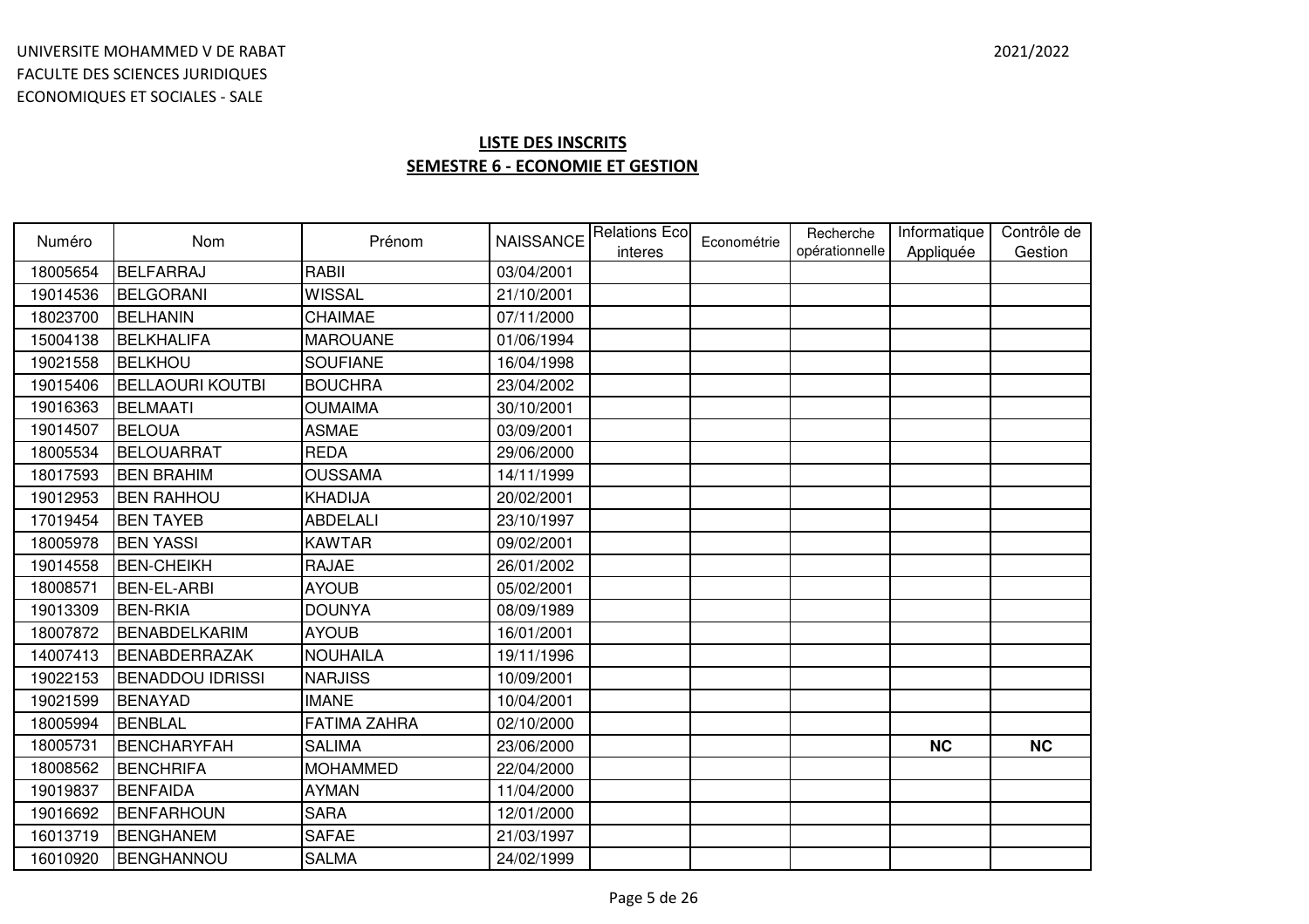UNIVERSITE MOHAMMED V DE RABAT
FACULTE DES SCIENCES JURIDIQUES
ECONOMIQUES ET SOCIALES - SALE

2021/2022

## LISTE DES INSCRITS
## SEMESTRE 6 - ECONOMIE ET GESTION

| Numéro | Nom | Prénom | NAISSANCE | Relations Eco interes | Econométrie | Recherche opérationnelle | Informatique Appliquée | Contrôle de Gestion |
|---|---|---|---|---|---|---|---|---|
| 18005654 | BELFARRAJ | RABII | 03/04/2001 | | | | | |
| 19014536 | BELGORANI | WISSAL | 21/10/2001 | | | | | |
| 18023700 | BELHANIN | CHAIMAE | 07/11/2000 | | | | | |
| 15004138 | BELKHALIFA | MAROUANE | 01/06/1994 | | | | | |
| 19021558 | BELKHOU | SOUFIANE | 16/04/1998 | | | | | |
| 19015406 | BELLAOURI KOUTBI | BOUCHRA | 23/04/2002 | | | | | |
| 19016363 | BELMAATI | OUMAIMA | 30/10/2001 | | | | | |
| 19014507 | BELOUA | ASMAE | 03/09/2001 | | | | | |
| 18005534 | BELOUARRAT | REDA | 29/06/2000 | | | | | |
| 18017593 | BEN BRAHIM | OUSSAMA | 14/11/1999 | | | | | |
| 19012953 | BEN RAHHOU | KHADIJA | 20/02/2001 | | | | | |
| 17019454 | BEN TAYEB | ABDELALI | 23/10/1997 | | | | | |
| 18005978 | BEN YASSI | KAWTAR | 09/02/2001 | | | | | |
| 19014558 | BEN-CHEIKH | RAJAE | 26/01/2002 | | | | | |
| 18008571 | BEN-EL-ARBI | AYOUB | 05/02/2001 | | | | | |
| 19013309 | BEN-RKIA | DOUNYA | 08/09/1989 | | | | | |
| 18007872 | BENABDELKARIM | AYOUB | 16/01/2001 | | | | | |
| 14007413 | BENABDERRAZAK | NOUHAILA | 19/11/1996 | | | | | |
| 19022153 | BENADDOU IDRISSI | NARJISS | 10/09/2001 | | | | | |
| 19021599 | BENAYAD | IMANE | 10/04/2001 | | | | | |
| 18005994 | BENBLAL | FATIMA ZAHRA | 02/10/2000 | | | | | |
| 18005731 | BENCHARYFAH | SALIMA | 23/06/2000 | | | | **NC** | **NC** |
| 18008562 | BENCHRIFA | MOHAMMED | 22/04/2000 | | | | | |
| 19019837 | BENFAIDA | AYMAN | 11/04/2000 | | | | | |
| 19016692 | BENFARHOUN | SARA | 12/01/2000 | | | | | |
| 16013719 | BENGHANEM | SAFAE | 21/03/1997 | | | | | |
| 16010920 | BENGHANNOU | SALMA | 24/02/1999 | | | | | |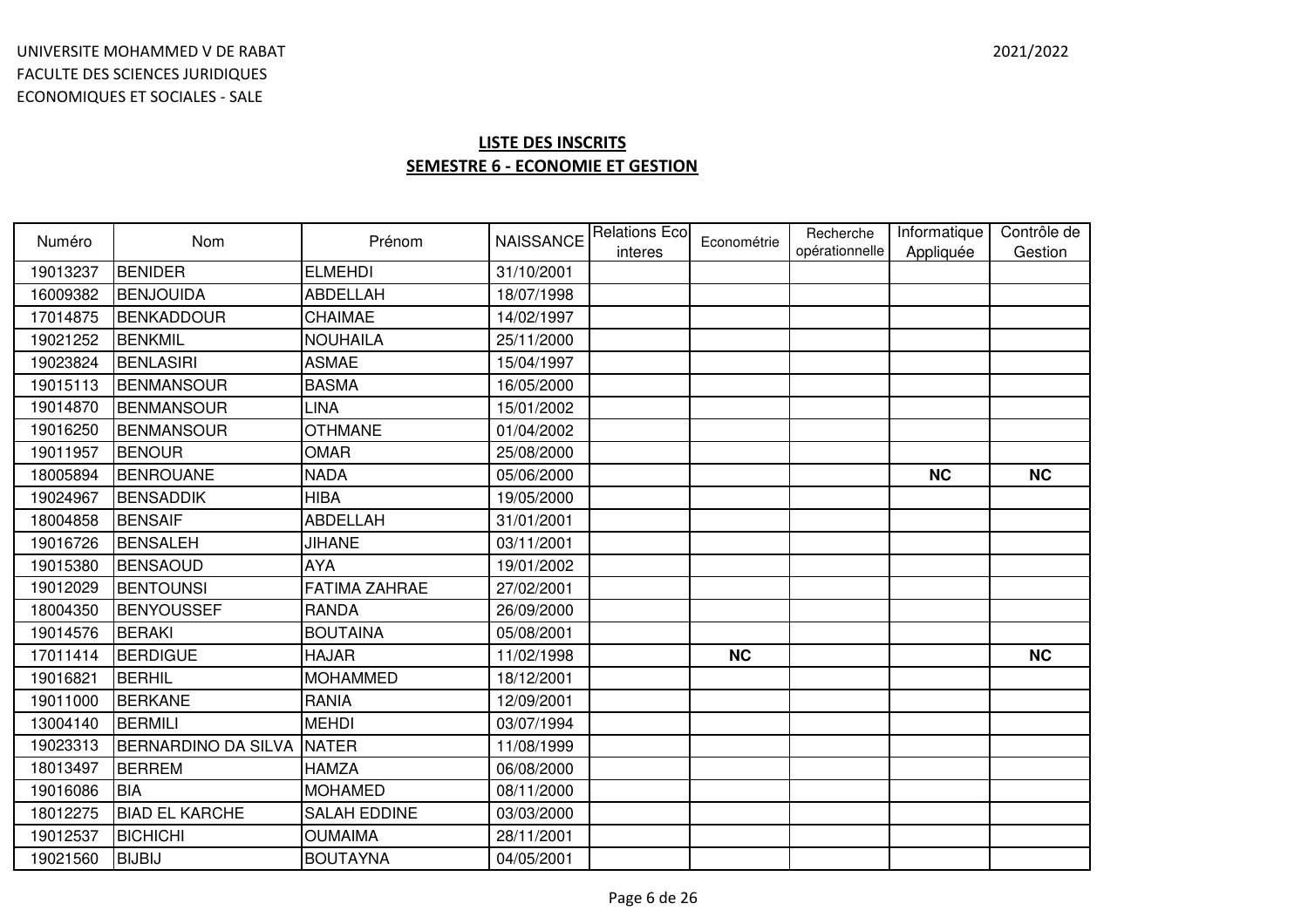UNIVERSITE MOHAMMED V DE RABAT
FACULTE DES SCIENCES JURIDIQUES
ECONOMIQUES ET SOCIALES - SALE

2021/2022

## LISTE DES INSCRITS
## SEMESTRE 6 - ECONOMIE ET GESTION

| Numéro | Nom | Prénom | NAISSANCE | Relations Eco interes | Econométrie | Recherche opérationnelle | Informatique Appliquée | Contrôle de Gestion |
|---|---|---|---|---|---|---|---|---|
| 19013237 | BENIDER | ELMEHDI | 31/10/2001 | | | | | |
| 16009382 | BENJOUIDA | ABDELLAH | 18/07/1998 | | | | | |
| 17014875 | BENKADDOUR | CHAIMAE | 14/02/1997 | | | | | |
| 19021252 | BENKMIL | NOUHAILA | 25/11/2000 | | | | | |
| 19023824 | BENLASIRI | ASMAE | 15/04/1997 | | | | | |
| 19015113 | BENMANSOUR | BASMA | 16/05/2000 | | | | | |
| 19014870 | BENMANSOUR | LINA | 15/01/2002 | | | | | |
| 19016250 | BENMANSOUR | OTHMANE | 01/04/2002 | | | | | |
| 19011957 | BENOUR | OMAR | 25/08/2000 | | | | | |
| 18005894 | BENROUANE | NADA | 05/06/2000 | | | | **NC** | **NC** |
| 19024967 | BENSADDIK | HIBA | 19/05/2000 | | | | | |
| 18004858 | BENSAIF | ABDELLAH | 31/01/2001 | | | | | |
| 19016726 | BENSALEH | JIHANE | 03/11/2001 | | | | | |
| 19015380 | BENSAOUD | AYA | 19/01/2002 | | | | | |
| 19012029 | BENTOUNSI | FATIMA ZAHRAE | 27/02/2001 | | | | | |
| 18004350 | BENYOUSSEF | RANDA | 26/09/2000 | | | | | |
| 19014576 | BERAKI | BOUTAINA | 05/08/2001 | | | | | |
| 17011414 | BERDIGUE | HAJAR | 11/02/1998 | | **NC** | | | **NC** |
| 19016821 | BERHIL | MOHAMMED | 18/12/2001 | | | | | |
| 19011000 | BERKANE | RANIA | 12/09/2001 | | | | | |
| 13004140 | BERMILI | MEHDI | 03/07/1994 | | | | | |
| 19023313 | BERNARDINO DA SILVA | NATER | 11/08/1999 | | | | | |
| 18013497 | BERREM | HAMZA | 06/08/2000 | | | | | |
| 19016086 | BIA | MOHAMED | 08/11/2000 | | | | | |
| 18012275 | BIAD EL KARCHE | SALAH EDDINE | 03/03/2000 | | | | | |
| 19012537 | BICHICHI | OUMAIMA | 28/11/2001 | | | | | |
| 19021560 | BIJBIJ | BOUTAYNA | 04/05/2001 | | | | | |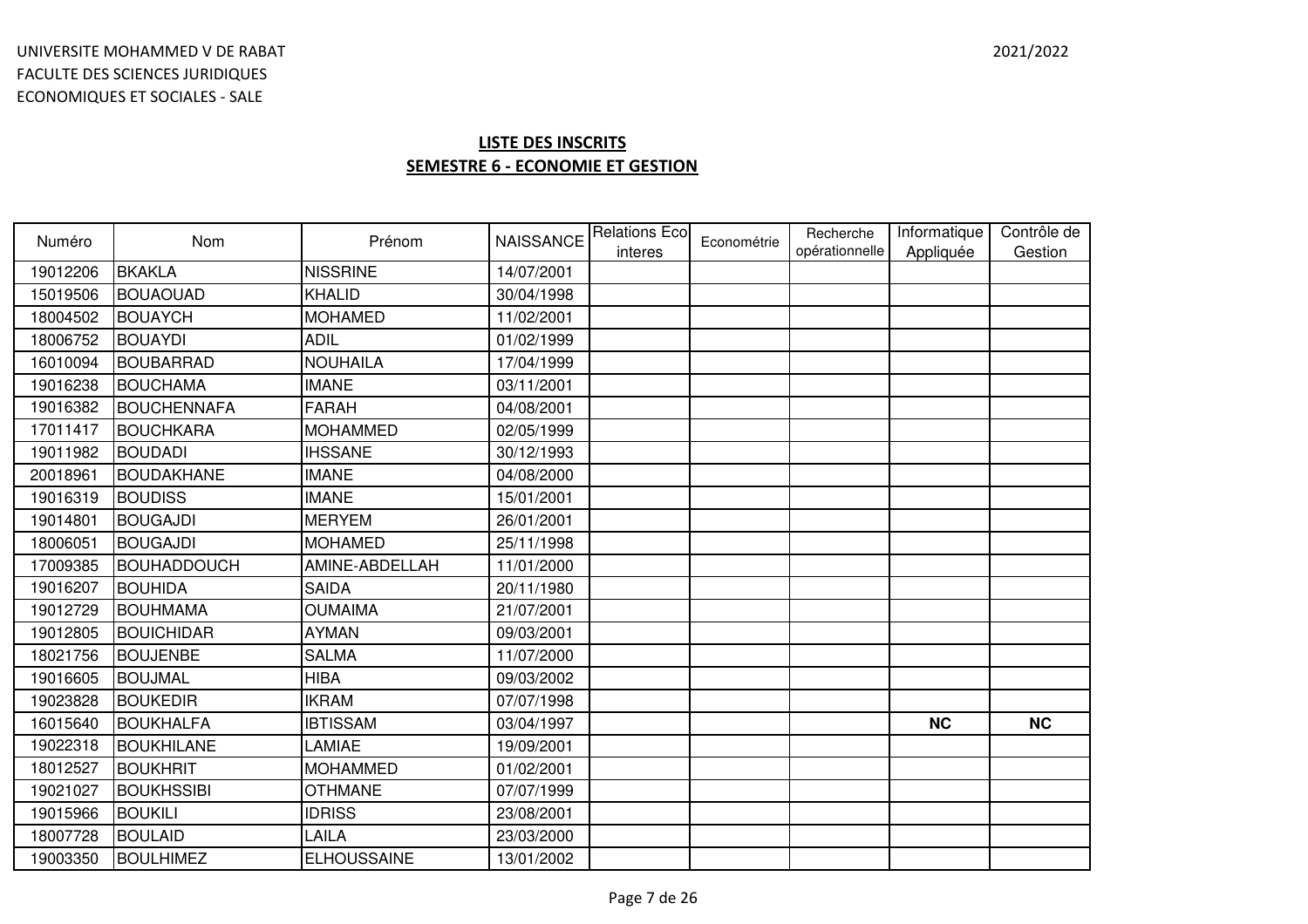UNIVERSITE MOHAMMED V DE RABAT
FACULTE DES SCIENCES JURIDIQUES
ECONOMIQUES ET SOCIALES - SALE

2021/2022

## LISTE DES INSCRITS
## SEMESTRE 6 - ECONOMIE ET GESTION

| Numéro | Nom | Prénom | NAISSANCE | Relations Eco interes | Econométrie | Recherche opérationnelle | Informatique Appliquée | Contrôle de Gestion |
|---|---|---|---|---|---|---|---|---|
| 19012206 | BKAKLA | NISSRINE | 14/07/2001 | | | | | |
| 15019506 | BOUAOUAD | KHALID | 30/04/1998 | | | | | |
| 18004502 | BOUAYCH | MOHAMED | 11/02/2001 | | | | | |
| 18006752 | BOUAYDI | ADIL | 01/02/1999 | | | | | |
| 16010094 | BOUBARRAD | NOUHAILA | 17/04/1999 | | | | | |
| 19016238 | BOUCHAMA | IMANE | 03/11/2001 | | | | | |
| 19016382 | BOUCHENNAFA | FARAH | 04/08/2001 | | | | | |
| 17011417 | BOUCHKARA | MOHAMMED | 02/05/1999 | | | | | |
| 19011982 | BOUDADI | IHSSANE | 30/12/1993 | | | | | |
| 20018961 | BOUDAKHANE | IMANE | 04/08/2000 | | | | | |
| 19016319 | BOUDISS | IMANE | 15/01/2001 | | | | | |
| 19014801 | BOUGAJDI | MERYEM | 26/01/2001 | | | | | |
| 18006051 | BOUGAJDI | MOHAMED | 25/11/1998 | | | | | |
| 17009385 | BOUHADDOUCH | AMINE-ABDELLAH | 11/01/2000 | | | | | |
| 19016207 | BOUHIDA | SAIDA | 20/11/1980 | | | | | |
| 19012729 | BOUHMAMA | OUMAIMA | 21/07/2001 | | | | | |
| 19012805 | BOUICHIDAR | AYMAN | 09/03/2001 | | | | | |
| 18021756 | BOUJENBE | SALMA | 11/07/2000 | | | | | |
| 19016605 | BOUJMAL | HIBA | 09/03/2002 | | | | | |
| 19023828 | BOUKEDIR | IKRAM | 07/07/1998 | | | | | |
| 16015640 | BOUKHALFA | IBTISSAM | 03/04/1997 | | | | **NC** | **NC** |
| 19022318 | BOUKHILANE | LAMIAE | 19/09/2001 | | | | | |
| 18012527 | BOUKHRIT | MOHAMMED | 01/02/2001 | | | | | |
| 19021027 | BOUKHSSIBI | OTHMANE | 07/07/1999 | | | | | |
| 19015966 | BOUKILI | IDRISS | 23/08/2001 | | | | | |
| 18007728 | BOULAID | LAILA | 23/03/2000 | | | | | |
| 19003350 | BOULHIMEZ | ELHOUSSAINE | 13/01/2002 | | | | | |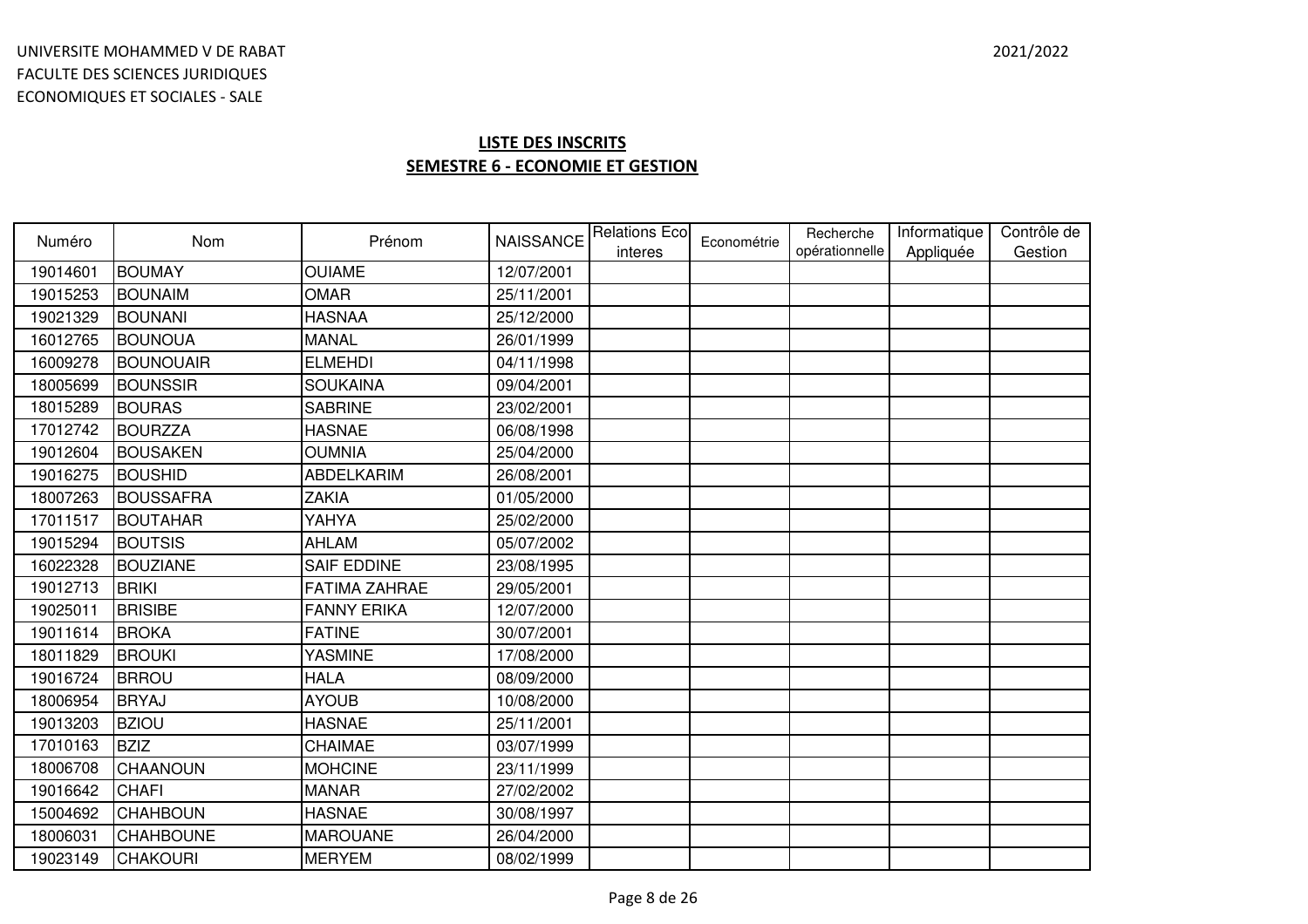UNIVERSITE MOHAMMED V DE RABAT
FACULTE DES SCIENCES JURIDIQUES
ECONOMIQUES ET SOCIALES - SALE

2021/2022

## LISTE DES INSCRITS
## SEMESTRE 6 - ECONOMIE ET GESTION

| Numéro | Nom | Prénom | NAISSANCE | Relations Eco interes | Econométrie | Recherche opérationnelle | Informatique Appliquée | Contrôle de Gestion |
|---|---|---|---|---|---|---|---|---|
| 19014601 | BOUMAY | OUIAME | 12/07/2001 | | | | | |
| 19015253 | BOUNAIM | OMAR | 25/11/2001 | | | | | |
| 19021329 | BOUNANI | HASNAA | 25/12/2000 | | | | | |
| 16012765 | BOUNOUA | MANAL | 26/01/1999 | | | | | |
| 16009278 | BOUNOUAIR | ELMEHDI | 04/11/1998 | | | | | |
| 18005699 | BOUNSSIR | SOUKAINA | 09/04/2001 | | | | | |
| 18015289 | BOURAS | SABRINE | 23/02/2001 | | | | | |
| 17012742 | BOURZZA | HASNAE | 06/08/1998 | | | | | |
| 19012604 | BOUSAKEN | OUMNIA | 25/04/2000 | | | | | |
| 19016275 | BOUSHID | ABDELKARIM | 26/08/2001 | | | | | |
| 18007263 | BOUSSAFRA | ZAKIA | 01/05/2000 | | | | | |
| 17011517 | BOUTAHAR | YAHYA | 25/02/2000 | | | | | |
| 19015294 | BOUTSIS | AHLAM | 05/07/2002 | | | | | |
| 16022328 | BOUZIANE | SAIF EDDINE | 23/08/1995 | | | | | |
| 19012713 | BRIKI | FATIMA ZAHRAE | 29/05/2001 | | | | | |
| 19025011 | BRISIBE | FANNY ERIKA | 12/07/2000 | | | | | |
| 19011614 | BROKA | FATINE | 30/07/2001 | | | | | |
| 18011829 | BROUKI | YASMINE | 17/08/2000 | | | | | |
| 19016724 | BRROU | HALA | 08/09/2000 | | | | | |
| 18006954 | BRYAJ | AYOUB | 10/08/2000 | | | | | |
| 19013203 | BZIOU | HASNAE | 25/11/2001 | | | | | |
| 17010163 | BZIZ | CHAIMAE | 03/07/1999 | | | | | |
| 18006708 | CHAANOUN | MOHCINE | 23/11/1999 | | | | | |
| 19016642 | CHAFI | MANAR | 27/02/2002 | | | | | |
| 15004692 | CHAHBOUN | HASNAE | 30/08/1997 | | | | | |
| 18006031 | CHAHBOUNE | MAROUANE | 26/04/2000 | | | | | |
| 19023149 | CHAKOURI | MERYEM | 08/02/1999 | | | | | |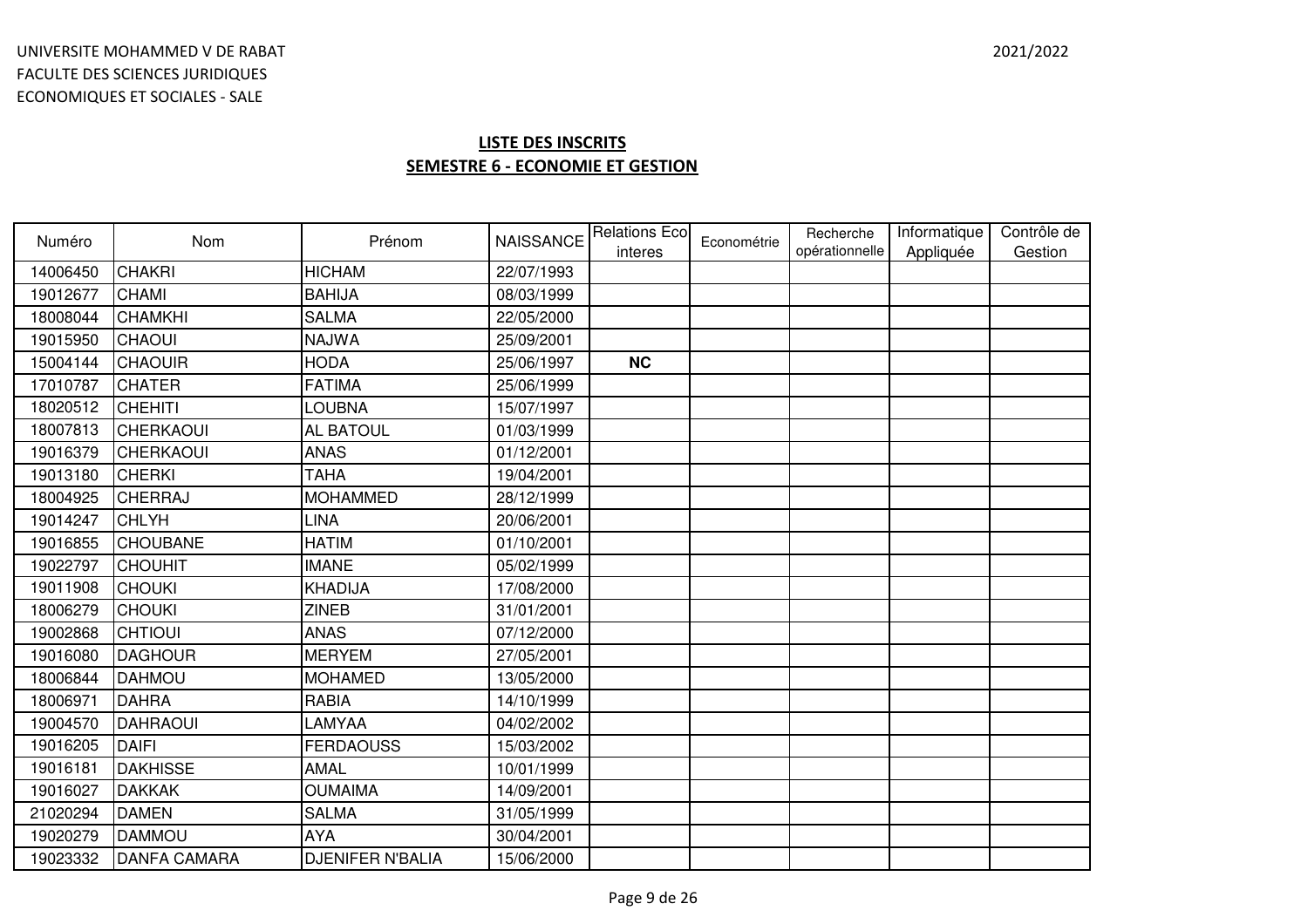UNIVERSITE MOHAMMED V DE RABAT
FACULTE DES SCIENCES JURIDIQUES
ECONOMIQUES ET SOCIALES - SALE

2021/2022

## LISTE DES INSCRITS
## SEMESTRE 6 - ECONOMIE ET GESTION

| Numéro | Nom | Prénom | NAISSANCE | Relations Eco interes | Econométrie | Recherche opérationnelle | Informatique Appliquée | Contrôle de Gestion |
|---|---|---|---|---|---|---|---|---|
| 14006450 | CHAKRI | HICHAM | 22/07/1993 | | | | | |
| 19012677 | CHAMI | BAHIJA | 08/03/1999 | | | | | |
| 18008044 | CHAMKHI | SALMA | 22/05/2000 | | | | | |
| 19015950 | CHAOUI | NAJWA | 25/09/2001 | | | | | |
| 15004144 | CHAOUIR | HODA | 25/06/1997 | **NC** | | | | |
| 17010787 | CHATER | FATIMA | 25/06/1999 | | | | | |
| 18020512 | CHEHITI | LOUBNA | 15/07/1997 | | | | | |
| 18007813 | CHERKAOUI | AL BATOUL | 01/03/1999 | | | | | |
| 19016379 | CHERKAOUI | ANAS | 01/12/2001 | | | | | |
| 19013180 | CHERKI | TAHA | 19/04/2001 | | | | | |
| 18004925 | CHERRAJ | MOHAMMED | 28/12/1999 | | | | | |
| 19014247 | CHLYH | LINA | 20/06/2001 | | | | | |
| 19016855 | CHOUBANE | HATIM | 01/10/2001 | | | | | |
| 19022797 | CHOUHIT | IMANE | 05/02/1999 | | | | | |
| 19011908 | CHOUKI | KHADIJA | 17/08/2000 | | | | | |
| 18006279 | CHOUKI | ZINEB | 31/01/2001 | | | | | |
| 19002868 | CHTIOUI | ANAS | 07/12/2000 | | | | | |
| 19016080 | DAGHOUR | MERYEM | 27/05/2001 | | | | | |
| 18006844 | DAHMOU | MOHAMED | 13/05/2000 | | | | | |
| 18006971 | DAHRA | RABIA | 14/10/1999 | | | | | |
| 19004570 | DAHRAOUI | LAMYAA | 04/02/2002 | | | | | |
| 19016205 | DAIFI | FERDAOUSS | 15/03/2002 | | | | | |
| 19016181 | DAKHISSE | AMAL | 10/01/1999 | | | | | |
| 19016027 | DAKKAK | OUMAIMA | 14/09/2001 | | | | | |
| 21020294 | DAMEN | SALMA | 31/05/1999 | | | | | |
| 19020279 | DAMMOU | AYA | 30/04/2001 | | | | | |
| 19023332 | DANFA CAMARA | DJENIFER N'BALIA | 15/06/2000 | | | | | |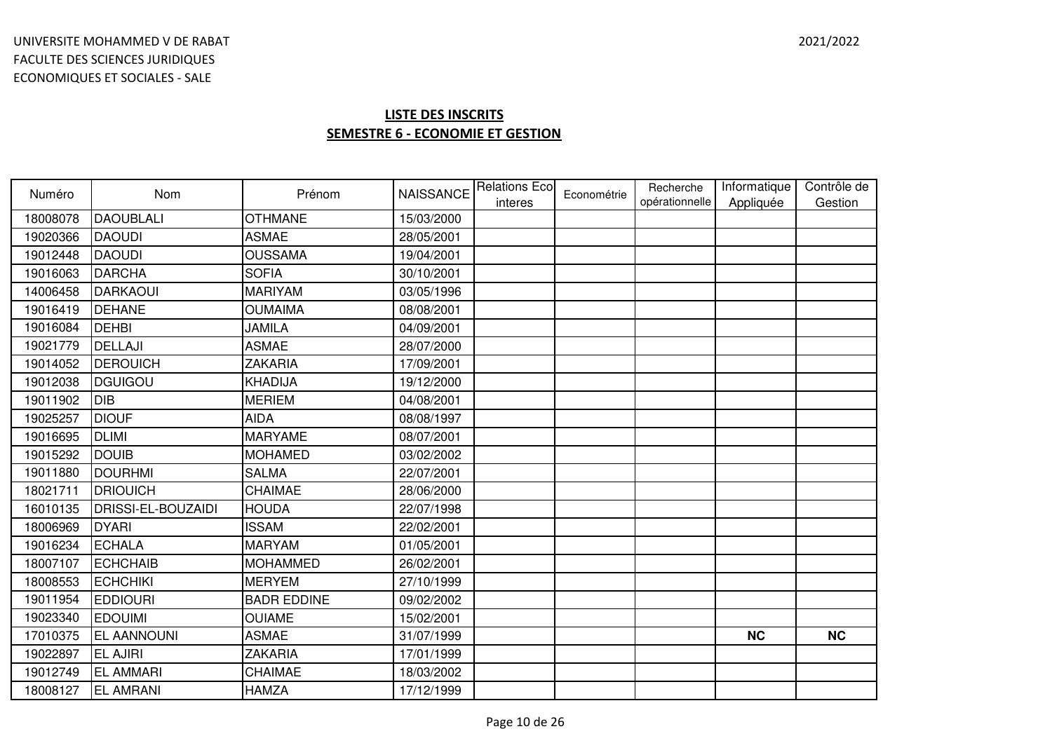UNIVERSITE MOHAMMED V DE RABAT
FACULTE DES SCIENCES JURIDIQUES
ECONOMIQUES ET SOCIALES - SALE

2021/2022

## LISTE DES INSCRITS
## SEMESTRE 6 - ECONOMIE ET GESTION

| Numéro | Nom | Prénom | NAISSANCE | Relations Eco interes | Econométrie | Recherche opérationnelle | Informatique Appliquée | Contrôle de Gestion |
|---|---|---|---|---|---|---|---|---|
| 18008078 | DAOUBLALI | OTHMANE | 15/03/2000 | | | | | |
| 19020366 | DAOUDI | ASMAE | 28/05/2001 | | | | | |
| 19012448 | DAOUDI | OUSSAMA | 19/04/2001 | | | | | |
| 19016063 | DARCHA | SOFIA | 30/10/2001 | | | | | |
| 14006458 | DARKAOUI | MARIYAM | 03/05/1996 | | | | | |
| 19016419 | DEHANE | OUMAIMA | 08/08/2001 | | | | | |
| 19016084 | DEHBI | JAMILA | 04/09/2001 | | | | | |
| 19021779 | DELLAJI | ASMAE | 28/07/2000 | | | | | |
| 19014052 | DEROUICH | ZAKARIA | 17/09/2001 | | | | | |
| 19012038 | DGUIGOU | KHADIJA | 19/12/2000 | | | | | |
| 19011902 | DIB | MERIEM | 04/08/2001 | | | | | |
| 19025257 | DIOUF | AIDA | 08/08/1997 | | | | | |
| 19016695 | DLIMI | MARYAME | 08/07/2001 | | | | | |
| 19015292 | DOUIB | MOHAMED | 03/02/2002 | | | | | |
| 19011880 | DOURHMI | SALMA | 22/07/2001 | | | | | |
| 18021711 | DRIOUICH | CHAIMAE | 28/06/2000 | | | | | |
| 16010135 | DRISSI-EL-BOUZAIDI | HOUDA | 22/07/1998 | | | | | |
| 18006969 | DYARI | ISSAM | 22/02/2001 | | | | | |
| 19016234 | ECHALA | MARYAM | 01/05/2001 | | | | | |
| 18007107 | ECHCHAIB | MOHAMMED | 26/02/2001 | | | | | |
| 18008553 | ECHCHIKI | MERYEM | 27/10/1999 | | | | | |
| 19011954 | EDDIOURI | BADR EDDINE | 09/02/2002 | | | | | |
| 19023340 | EDOUIMI | OUIAME | 15/02/2001 | | | | | |
| 17010375 | EL AANNOUNI | ASMAE | 31/07/1999 | | | | **NC** | **NC** |
| 19022897 | EL AJIRI | ZAKARIA | 17/01/1999 | | | | | |
| 19012749 | EL AMMARI | CHAIMAE | 18/03/2002 | | | | | |
| 18008127 | EL AMRANI | HAMZA | 17/12/1999 | | | | | |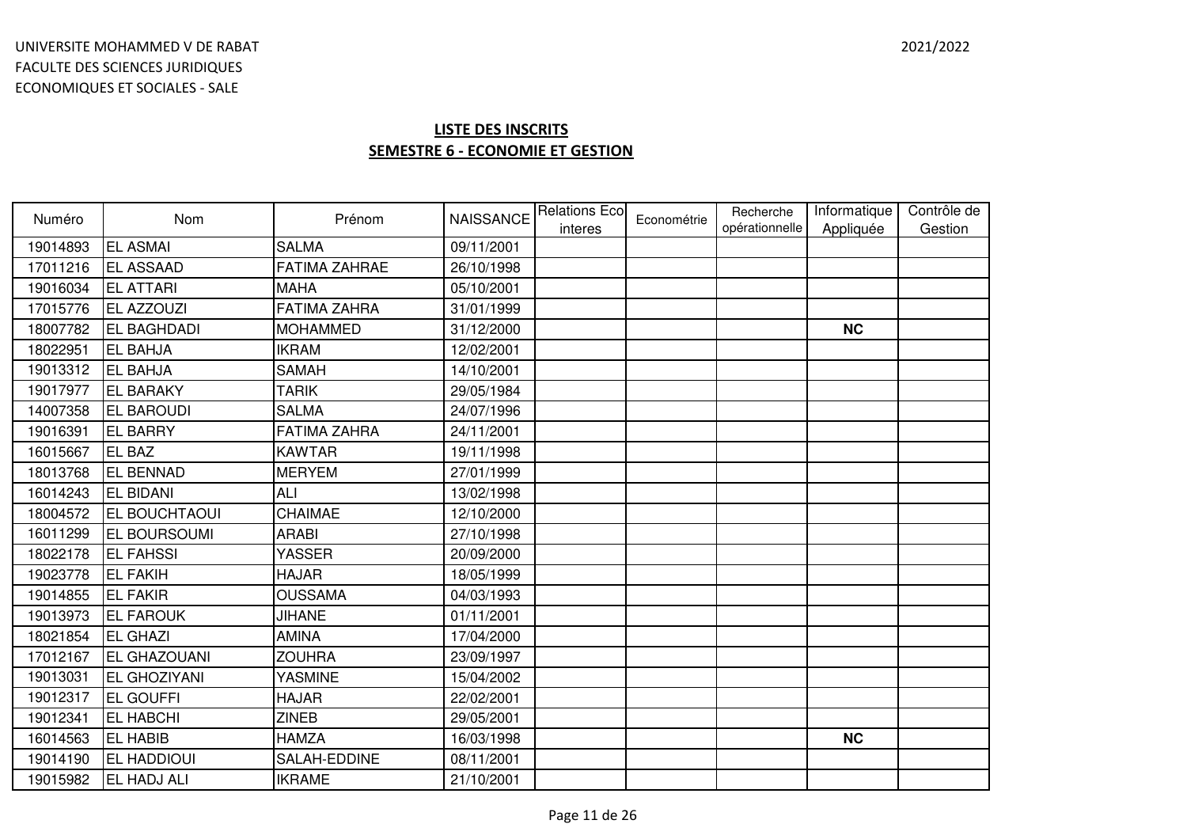UNIVERSITE MOHAMMED V DE RABAT
FACULTE DES SCIENCES JURIDIQUES
ECONOMIQUES ET SOCIALES - SALE

2021/2022

## LISTE DES INSCRITS
## SEMESTRE 6 - ECONOMIE ET GESTION

| Numéro | Nom | Prénom | NAISSANCE | Relations Eco interes | Econométrie | Recherche opérationnelle | Informatique Appliquée | Contrôle de Gestion |
|---|---|---|---|---|---|---|---|---|
| 19014893 | EL ASMAI | SALMA | 09/11/2001 | | | | | |
| 17011216 | EL ASSAAD | FATIMA ZAHRAE | 26/10/1998 | | | | | |
| 19016034 | EL ATTARI | MAHA | 05/10/2001 | | | | | |
| 17015776 | EL AZZOUZI | FATIMA ZAHRA | 31/01/1999 | | | | | |
| 18007782 | EL BAGHDADI | MOHAMMED | 31/12/2000 | | | | **NC** | |
| 18022951 | EL BAHJA | IKRAM | 12/02/2001 | | | | | |
| 19013312 | EL BAHJA | SAMAH | 14/10/2001 | | | | | |
| 19017977 | EL BARAKY | TARIK | 29/05/1984 | | | | | |
| 14007358 | EL BAROUDI | SALMA | 24/07/1996 | | | | | |
| 19016391 | EL BARRY | FATIMA ZAHRA | 24/11/2001 | | | | | |
| 16015667 | EL BAZ | KAWTAR | 19/11/1998 | | | | | |
| 18013768 | EL BENNAD | MERYEM | 27/01/1999 | | | | | |
| 16014243 | EL BIDANI | ALI | 13/02/1998 | | | | | |
| 18004572 | EL BOUCHTAOUI | CHAIMAE | 12/10/2000 | | | | | |
| 16011299 | EL BOURSOUMI | ARABI | 27/10/1998 | | | | | |
| 18022178 | EL FAHSSI | YASSER | 20/09/2000 | | | | | |
| 19023778 | EL FAKIH | HAJAR | 18/05/1999 | | | | | |
| 19014855 | EL FAKIR | OUSSAMA | 04/03/1993 | | | | | |
| 19013973 | EL FAROUK | JIHANE | 01/11/2001 | | | | | |
| 18021854 | EL GHAZI | AMINA | 17/04/2000 | | | | | |
| 17012167 | EL GHAZOUANI | ZOUHRA | 23/09/1997 | | | | | |
| 19013031 | EL GHOZIYANI | YASMINE | 15/04/2002 | | | | | |
| 19012317 | EL GOUFFI | HAJAR | 22/02/2001 | | | | | |
| 19012341 | EL HABCHI | ZINEB | 29/05/2001 | | | | | |
| 16014563 | EL HABIB | HAMZA | 16/03/1998 | | | | **NC** | |
| 19014190 | EL HADDIOUI | SALAH-EDDINE | 08/11/2001 | | | | | |
| 19015982 | EL HADJ ALI | IKRAME | 21/10/2001 | | | | | |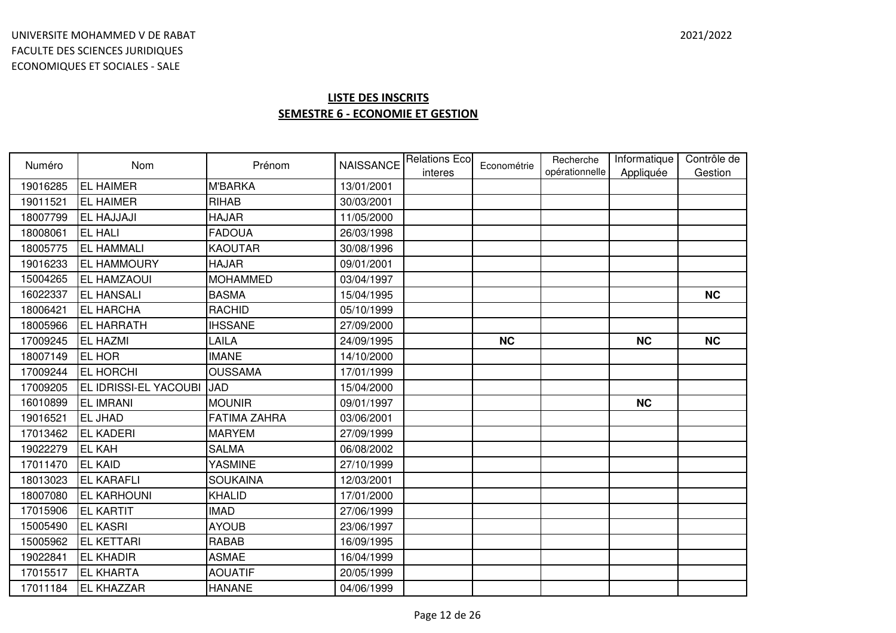UNIVERSITE MOHAMMED V DE RABAT
FACULTE DES SCIENCES JURIDIQUES
ECONOMIQUES ET SOCIALES - SALE

2021/2022

## LISTE DES INSCRITS
## SEMESTRE 6 - ECONOMIE ET GESTION

| Numéro | Nom | Prénom | NAISSANCE | Relations Eco interes | Econométrie | Recherche opérationnelle | Informatique Appliquée | Contrôle de Gestion |
|---|---|---|---|---|---|---|---|---|
| 19016285 | EL HAIMER | M'BARKA | 13/01/2001 | | | | | |
| 19011521 | EL HAIMER | RIHAB | 30/03/2001 | | | | | |
| 18007799 | EL HAJJAJI | HAJAR | 11/05/2000 | | | | | |
| 18008061 | EL HALI | FADOUA | 26/03/1998 | | | | | |
| 18005775 | EL HAMMALI | KAOUTAR | 30/08/1996 | | | | | |
| 19016233 | EL HAMMOURY | HAJAR | 09/01/2001 | | | | | |
| 15004265 | EL HAMZAOUI | MOHAMMED | 03/04/1997 | | | | | |
| 16022337 | EL HANSALI | BASMA | 15/04/1995 | | | | | **NC** |
| 18006421 | EL HARCHA | RACHID | 05/10/1999 | | | | | |
| 18005966 | EL HARRATH | IHSSANE | 27/09/2000 | | | | | |
| 17009245 | EL HAZMI | LAILA | 24/09/1995 | | **NC** | | **NC** | **NC** |
| 18007149 | EL HOR | IMANE | 14/10/2000 | | | | | |
| 17009244 | EL HORCHI | OUSSAMA | 17/01/1999 | | | | | |
| 17009205 | EL IDRISSI-EL YACOUBI | JAD | 15/04/2000 | | | | | |
| 16010899 | EL IMRANI | MOUNIR | 09/01/1997 | | | | **NC** | |
| 19016521 | EL JHAD | FATIMA ZAHRA | 03/06/2001 | | | | | |
| 17013462 | EL KADERI | MARYEM | 27/09/1999 | | | | | |
| 19022279 | EL KAH | SALMA | 06/08/2002 | | | | | |
| 17011470 | EL KAID | YASMINE | 27/10/1999 | | | | | |
| 18013023 | EL KARAFLI | SOUKAINA | 12/03/2001 | | | | | |
| 18007080 | EL KARHOUNI | KHALID | 17/01/2000 | | | | | |
| 17015906 | EL KARTIT | IMAD | 27/06/1999 | | | | | |
| 15005490 | EL KASRI | AYOUB | 23/06/1997 | | | | | |
| 15005962 | EL KETTARI | RABAB | 16/09/1995 | | | | | |
| 19022841 | EL KHADIR | ASMAE | 16/04/1999 | | | | | |
| 17015517 | EL KHARTA | AOUATIF | 20/05/1999 | | | | | |
| 17011184 | EL KHAZZAR | HANANE | 04/06/1999 | | | | | |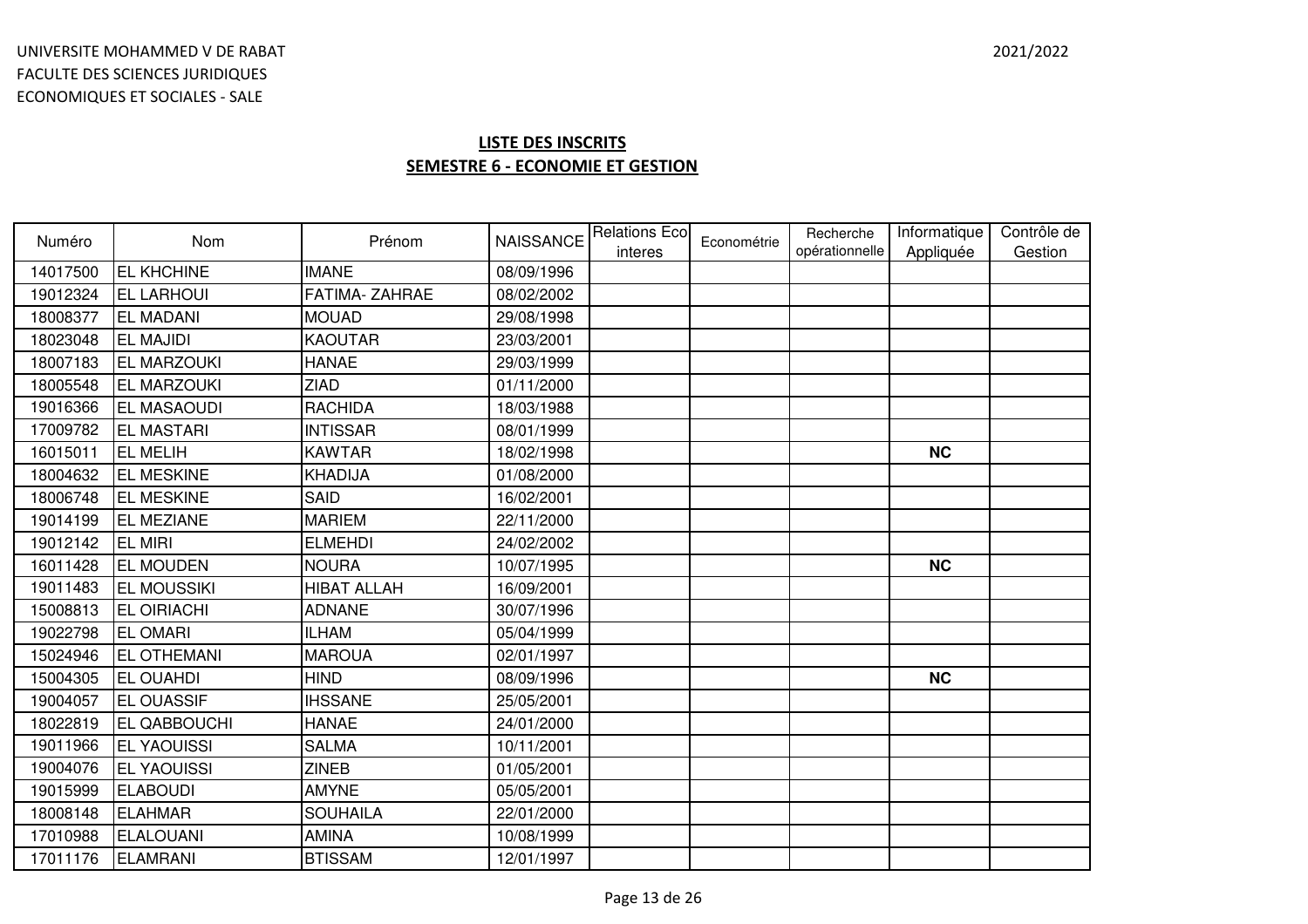UNIVERSITE MOHAMMED V DE RABAT
FACULTE DES SCIENCES JURIDIQUES
ECONOMIQUES ET SOCIALES - SALE

2021/2022

## LISTE DES INSCRITS
## SEMESTRE 6 - ECONOMIE ET GESTION

| Numéro | Nom | Prénom | NAISSANCE | Relations Eco interes | Econométrie | Recherche opérationnelle | Informatique Appliquée | Contrôle de Gestion |
|---|---|---|---|---|---|---|---|---|
| 14017500 | EL KHCHINE | IMANE | 08/09/1996 | | | | | |
| 19012324 | EL LARHOUI | FATIMA- ZAHRAE | 08/02/2002 | | | | | |
| 18008377 | EL MADANI | MOUAD | 29/08/1998 | | | | | |
| 18023048 | EL MAJIDI | KAOUTAR | 23/03/2001 | | | | | |
| 18007183 | EL MARZOUKI | HANAE | 29/03/1999 | | | | | |
| 18005548 | EL MARZOUKI | ZIAD | 01/11/2000 | | | | | |
| 19016366 | EL MASAOUDI | RACHIDA | 18/03/1988 | | | | | |
| 17009782 | EL MASTARI | INTISSAR | 08/01/1999 | | | | | |
| 16015011 | EL MELIH | KAWTAR | 18/02/1998 | | | | **NC** | |
| 18004632 | EL MESKINE | KHADIJA | 01/08/2000 | | | | | |
| 18006748 | EL MESKINE | SAID | 16/02/2001 | | | | | |
| 19014199 | EL MEZIANE | MARIEM | 22/11/2000 | | | | | |
| 19012142 | EL MIRI | ELMEHDI | 24/02/2002 | | | | | |
| 16011428 | EL MOUDEN | NOURA | 10/07/1995 | | | | **NC** | |
| 19011483 | EL MOUSSIKI | HIBAT ALLAH | 16/09/2001 | | | | | |
| 15008813 | EL OIRIACHI | ADNANE | 30/07/1996 | | | | | |
| 19022798 | EL OMARI | ILHAM | 05/04/1999 | | | | | |
| 15024946 | EL OTHEMANI | MAROUA | 02/01/1997 | | | | | |
| 15004305 | EL OUAHDI | HIND | 08/09/1996 | | | | **NC** | |
| 19004057 | EL OUASSIF | IHSSANE | 25/05/2001 | | | | | |
| 18022819 | EL QABBOUCHI | HANAE | 24/01/2000 | | | | | |
| 19011966 | EL YAOUISSI | SALMA | 10/11/2001 | | | | | |
| 19004076 | EL YAOUISSI | ZINEB | 01/05/2001 | | | | | |
| 19015999 | ELABOUDI | AMYNE | 05/05/2001 | | | | | |
| 18008148 | ELAHMAR | SOUHAILA | 22/01/2000 | | | | | |
| 17010988 | ELALOUANI | AMINA | 10/08/1999 | | | | | |
| 17011176 | ELAMRANI | BTISSAM | 12/01/1997 | | | | | |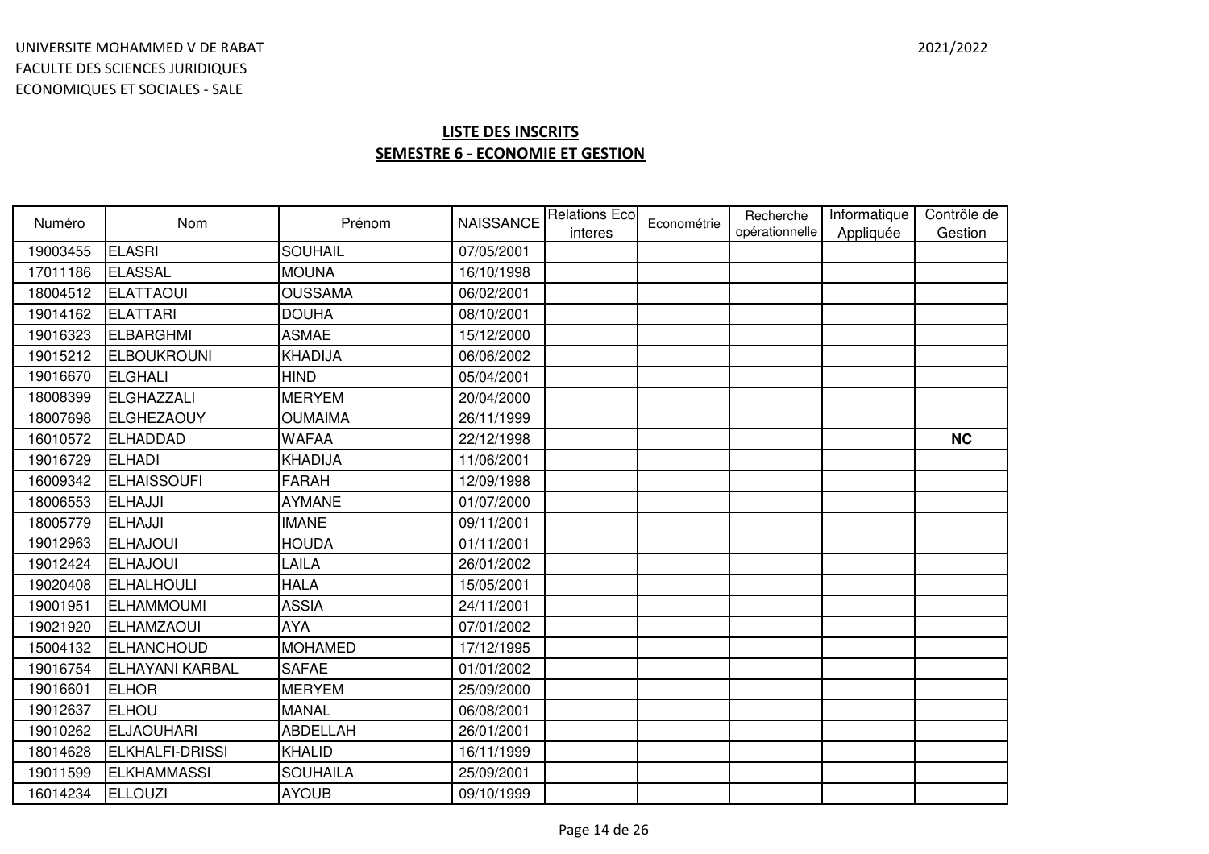UNIVERSITE MOHAMMED V DE RABAT
FACULTE DES SCIENCES JURIDIQUES
ECONOMIQUES ET SOCIALES - SALE

2021/2022

## LISTE DES INSCRITS
## SEMESTRE 6 - ECONOMIE ET GESTION

| Numéro | Nom | Prénom | NAISSANCE | Relations Eco interes | Econométrie | Recherche opérationnelle | Informatique Appliquée | Contrôle de Gestion |
|---|---|---|---|---|---|---|---|---|
| 19003455 | ELASRI | SOUHAIL | 07/05/2001 | | | | | |
| 17011186 | ELASSAL | MOUNA | 16/10/1998 | | | | | |
| 18004512 | ELATTAOUI | OUSSAMA | 06/02/2001 | | | | | |
| 19014162 | ELATTARI | DOUHA | 08/10/2001 | | | | | |
| 19016323 | ELBARGHMI | ASMAE | 15/12/2000 | | | | | |
| 19015212 | ELBOUKROUNI | KHADIJA | 06/06/2002 | | | | | |
| 19016670 | ELGHALI | HIND | 05/04/2001 | | | | | |
| 18008399 | ELGHAZZALI | MERYEM | 20/04/2000 | | | | | |
| 18007698 | ELGHEZAOUY | OUMAIMA | 26/11/1999 | | | | | |
| 16010572 | ELHADDAD | WAFAA | 22/12/1998 | | | | | **NC** |
| 19016729 | ELHADI | KHADIJA | 11/06/2001 | | | | | |
| 16009342 | ELHAISSOUFI | FARAH | 12/09/1998 | | | | | |
| 18006553 | ELHAJJI | AYMANE | 01/07/2000 | | | | | |
| 18005779 | ELHAJJI | IMANE | 09/11/2001 | | | | | |
| 19012963 | ELHAJOUI | HOUDA | 01/11/2001 | | | | | |
| 19012424 | ELHAJOUI | LAILA | 26/01/2002 | | | | | |
| 19020408 | ELHALHOULI | HALA | 15/05/2001 | | | | | |
| 19001951 | ELHAMMOUMI | ASSIA | 24/11/2001 | | | | | |
| 19021920 | ELHAMZAOUI | AYA | 07/01/2002 | | | | | |
| 15004132 | ELHANCHOUD | MOHAMED | 17/12/1995 | | | | | |
| 19016754 | ELHAYANI KARBAL | SAFAE | 01/01/2002 | | | | | |
| 19016601 | ELHOR | MERYEM | 25/09/2000 | | | | | |
| 19012637 | ELHOU | MANAL | 06/08/2001 | | | | | |
| 19010262 | ELJAOUHARI | ABDELLAH | 26/01/2001 | | | | | |
| 18014628 | ELKHALFI-DRISSI | KHALID | 16/11/1999 | | | | | |
| 19011599 | ELKHAMMASSI | SOUHAILA | 25/09/2001 | | | | | |
| 16014234 | ELLOUZI | AYOUB | 09/10/1999 | | | | | |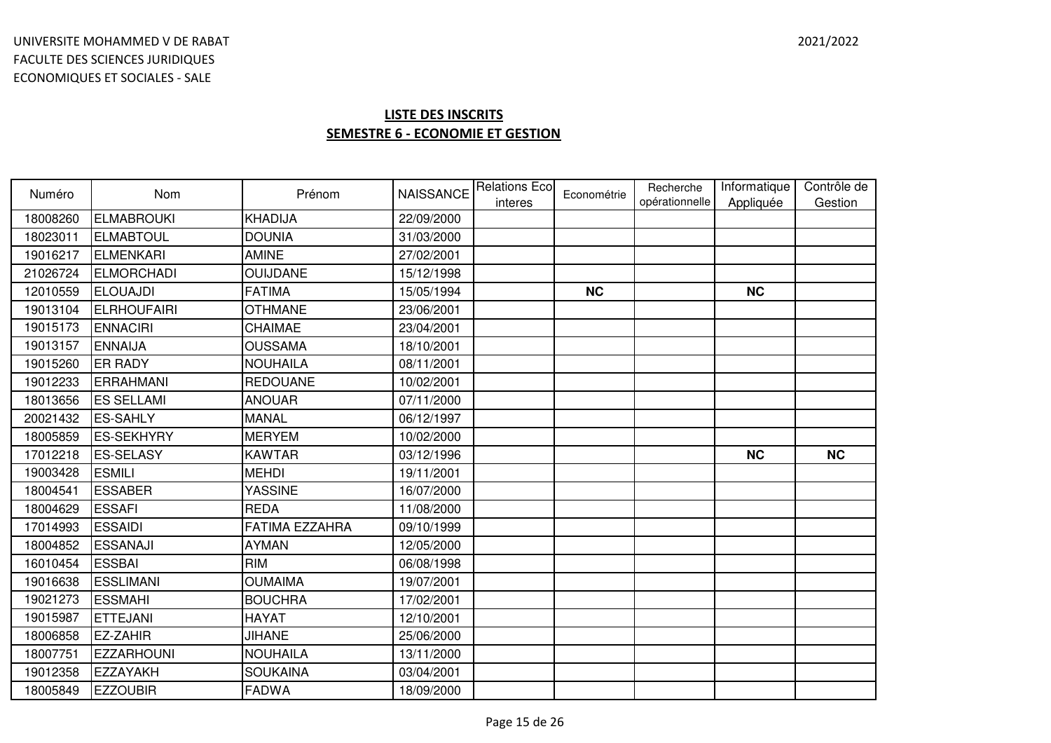UNIVERSITE MOHAMMED V DE RABAT
FACULTE DES SCIENCES JURIDIQUES
ECONOMIQUES ET SOCIALES - SALE

2021/2022

## LISTE DES INSCRITS
## SEMESTRE 6 - ECONOMIE ET GESTION

| Numéro | Nom | Prénom | NAISSANCE | Relations Eco interes | Econométrie | Recherche opérationnelle | Informatique Appliquée | Contrôle de Gestion |
|---|---|---|---|---|---|---|---|---|
| 18008260 | ELMABROUKI | KHADIJA | 22/09/2000 | | | | | |
| 18023011 | ELMABTOUL | DOUNIA | 31/03/2000 | | | | | |
| 19016217 | ELMENKARI | AMINE | 27/02/2001 | | | | | |
| 21026724 | ELMORCHADI | OUIJDANE | 15/12/1998 | | | | | |
| 12010559 | ELOUAJDI | FATIMA | 15/05/1994 | | **NC** | | **NC** | |
| 19013104 | ELRHOUFAIRI | OTHMANE | 23/06/2001 | | | | | |
| 19015173 | ENNACIRI | CHAIMAE | 23/04/2001 | | | | | |
| 19013157 | ENNAIJA | OUSSAMA | 18/10/2001 | | | | | |
| 19015260 | ER RADY | NOUHAILA | 08/11/2001 | | | | | |
| 19012233 | ERRAHMANI | REDOUANE | 10/02/2001 | | | | | |
| 18013656 | ES SELLAMI | ANOUAR | 07/11/2000 | | | | | |
| 20021432 | ES-SAHLY | MANAL | 06/12/1997 | | | | | |
| 18005859 | ES-SEKHYRY | MERYEM | 10/02/2000 | | | | | |
| 17012218 | ES-SELASY | KAWTAR | 03/12/1996 | | | | **NC** | **NC** |
| 19003428 | ESMILI | MEHDI | 19/11/2001 | | | | | |
| 18004541 | ESSABER | YASSINE | 16/07/2000 | | | | | |
| 18004629 | ESSAFI | REDA | 11/08/2000 | | | | | |
| 17014993 | ESSAIDI | FATIMA EZZAHRA | 09/10/1999 | | | | | |
| 18004852 | ESSANAJI | AYMAN | 12/05/2000 | | | | | |
| 16010454 | ESSBAI | RIM | 06/08/1998 | | | | | |
| 19016638 | ESSLIMANI | OUMAIMA | 19/07/2001 | | | | | |
| 19021273 | ESSMAHI | BOUCHRA | 17/02/2001 | | | | | |
| 19015987 | ETTEJANI | HAYAT | 12/10/2001 | | | | | |
| 18006858 | EZ-ZAHIR | JIHANE | 25/06/2000 | | | | | |
| 18007751 | EZZARHOUNI | NOUHAILA | 13/11/2000 | | | | | |
| 19012358 | EZZAYAKH | SOUKAINA | 03/04/2001 | | | | | |
| 18005849 | EZZOUBIR | FADWA | 18/09/2000 | | | | | |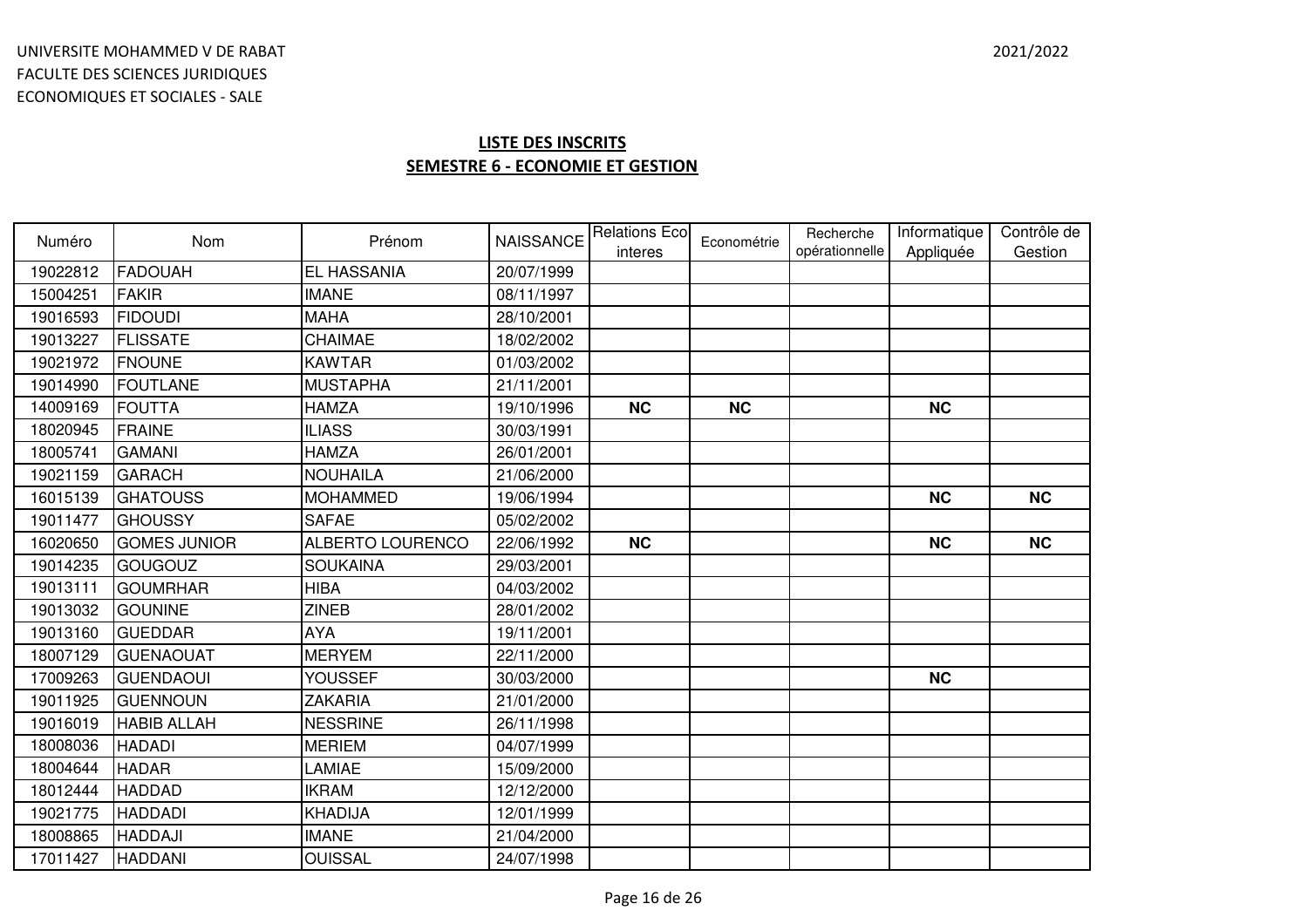UNIVERSITE MOHAMMED V DE RABAT
FACULTE DES SCIENCES JURIDIQUES
ECONOMIQUES ET SOCIALES - SALE

2021/2022

## LISTE DES INSCRITS
## SEMESTRE 6 - ECONOMIE ET GESTION

| Numéro | Nom | Prénom | NAISSANCE | Relations Eco interes | Econométrie | Recherche opérationnelle | Informatique Appliquée | Contrôle de Gestion |
|---|---|---|---|---|---|---|---|---|
| 19022812 | FADOUAH | EL HASSANIA | 20/07/1999 | | | | | |
| 15004251 | FAKIR | IMANE | 08/11/1997 | | | | | |
| 19016593 | FIDOUDI | MAHA | 28/10/2001 | | | | | |
| 19013227 | FLISSATE | CHAIMAE | 18/02/2002 | | | | | |
| 19021972 | FNOUNE | KAWTAR | 01/03/2002 | | | | | |
| 19014990 | FOUTLANE | MUSTAPHA | 21/11/2001 | | | | | |
| 14009169 | FOUTTA | HAMZA | 19/10/1996 | **NC** | **NC** | | **NC** | |
| 18020945 | FRAINE | ILIASS | 30/03/1991 | | | | | |
| 18005741 | GAMANI | HAMZA | 26/01/2001 | | | | | |
| 19021159 | GARACH | NOUHAILA | 21/06/2000 | | | | | |
| 16015139 | GHATOUSS | MOHAMMED | 19/06/1994 | | | | **NC** | **NC** |
| 19011477 | GHOUSSY | SAFAE | 05/02/2002 | | | | | |
| 16020650 | GOMES JUNIOR | ALBERTO LOURENCO | 22/06/1992 | **NC** | | | **NC** | **NC** |
| 19014235 | GOUGOUZ | SOUKAINA | 29/03/2001 | | | | | |
| 19013111 | GOUMRHAR | HIBA | 04/03/2002 | | | | | |
| 19013032 | GOUNINE | ZINEB | 28/01/2002 | | | | | |
| 19013160 | GUEDDAR | AYA | 19/11/2001 | | | | | |
| 18007129 | GUENAOUAT | MERYEM | 22/11/2000 | | | | | |
| 17009263 | GUENDAOUI | YOUSSEF | 30/03/2000 | | | | **NC** | |
| 19011925 | GUENNOUN | ZAKARIA | 21/01/2000 | | | | | |
| 19016019 | HABIB ALLAH | NESSRINE | 26/11/1998 | | | | | |
| 18008036 | HADADI | MERIEM | 04/07/1999 | | | | | |
| 18004644 | HADAR | LAMIAE | 15/09/2000 | | | | | |
| 18012444 | HADDAD | IKRAM | 12/12/2000 | | | | | |
| 19021775 | HADDADI | KHADIJA | 12/01/1999 | | | | | |
| 18008865 | HADDAJI | IMANE | 21/04/2000 | | | | | |
| 17011427 | HADDANI | OUISSAL | 24/07/1998 | | | | | |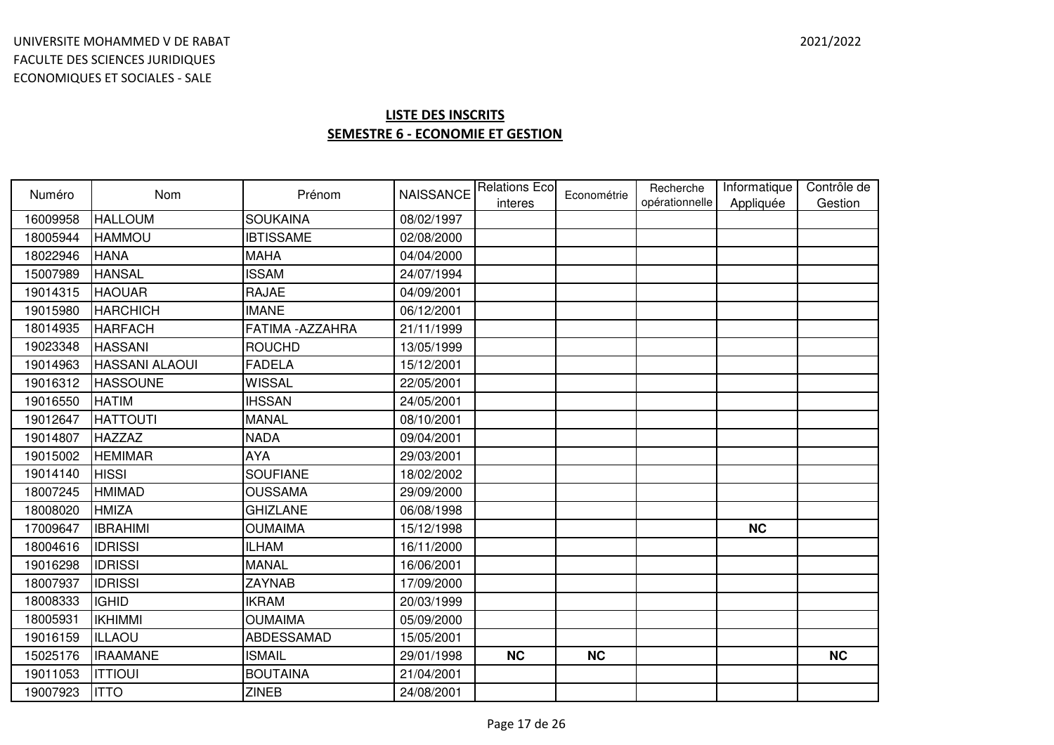UNIVERSITE MOHAMMED V DE RABAT
FACULTE DES SCIENCES JURIDIQUES
ECONOMIQUES ET SOCIALES - SALE

2021/2022

## LISTE DES INSCRITS
## SEMESTRE 6 - ECONOMIE ET GESTION

| Numéro | Nom | Prénom | NAISSANCE | Relations Eco interes | Econométrie | Recherche opérationnelle | Informatique Appliquée | Contrôle de Gestion |
|---|---|---|---|---|---|---|---|---|
| 16009958 | HALLOUM | SOUKAINA | 08/02/1997 | | | | | |
| 18005944 | HAMMOU | IBTISSAME | 02/08/2000 | | | | | |
| 18022946 | HANA | MAHA | 04/04/2000 | | | | | |
| 15007989 | HANSAL | ISSAM | 24/07/1994 | | | | | |
| 19014315 | HAOUAR | RAJAE | 04/09/2001 | | | | | |
| 19015980 | HARCHICH | IMANE | 06/12/2001 | | | | | |
| 18014935 | HARFACH | FATIMA -AZZAHRA | 21/11/1999 | | | | | |
| 19023348 | HASSANI | ROUCHD | 13/05/1999 | | | | | |
| 19014963 | HASSANI ALAOUI | FADELA | 15/12/2001 | | | | | |
| 19016312 | HASSOUNE | WISSAL | 22/05/2001 | | | | | |
| 19016550 | HATIM | IHSSAN | 24/05/2001 | | | | | |
| 19012647 | HATTOUTI | MANAL | 08/10/2001 | | | | | |
| 19014807 | HAZZAZ | NADA | 09/04/2001 | | | | | |
| 19015002 | HEMIMAR | AYA | 29/03/2001 | | | | | |
| 19014140 | HISSI | SOUFIANE | 18/02/2002 | | | | | |
| 18007245 | HMIMAD | OUSSAMA | 29/09/2000 | | | | | |
| 18008020 | HMIZA | GHIZLANE | 06/08/1998 | | | | | |
| 17009647 | IBRAHIMI | OUMAIMA | 15/12/1998 | | | | **NC** | |
| 18004616 | IDRISSI | ILHAM | 16/11/2000 | | | | | |
| 19016298 | IDRISSI | MANAL | 16/06/2001 | | | | | |
| 18007937 | IDRISSI | ZAYNAB | 17/09/2000 | | | | | |
| 18008333 | IGHID | IKRAM | 20/03/1999 | | | | | |
| 18005931 | IKHIMMI | OUMAIMA | 05/09/2000 | | | | | |
| 19016159 | ILLAOU | ABDESSAMAD | 15/05/2001 | | | | | |
| 15025176 | IRAAMANE | ISMAIL | 29/01/1998 | **NC** | **NC** | | | **NC** |
| 19011053 | ITTIOUI | BOUTAINA | 21/04/2001 | | | | | |
| 19007923 | ITTO | ZINEB | 24/08/2001 | | | | | |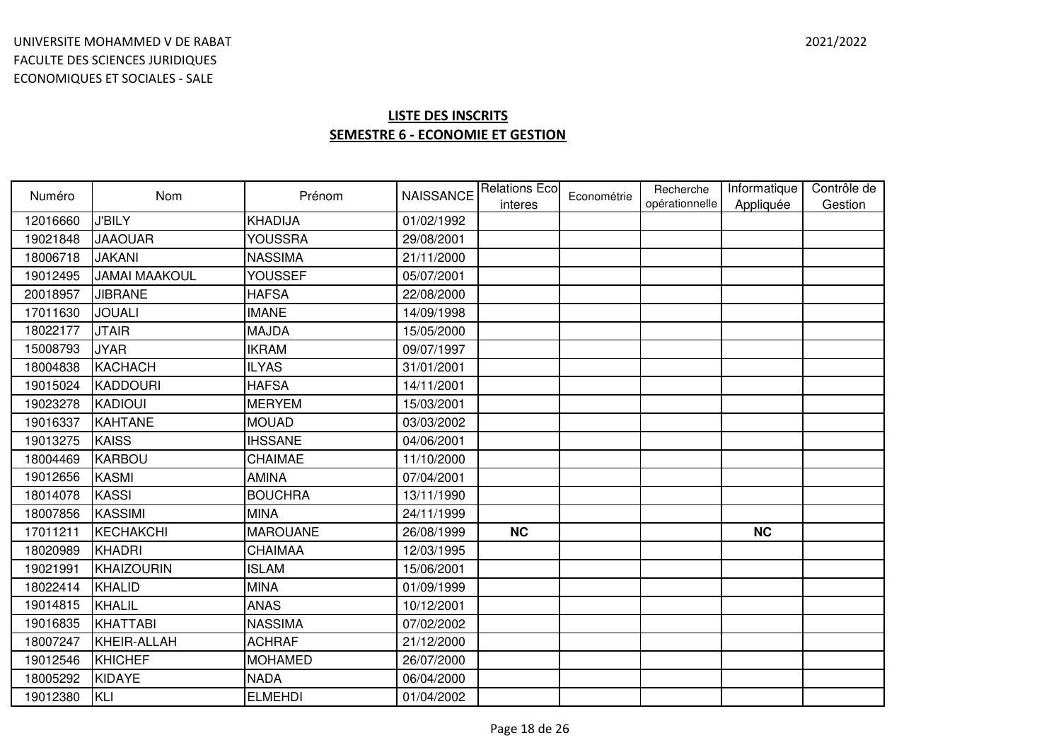UNIVERSITE MOHAMMED V DE RABAT
FACULTE DES SCIENCES JURIDIQUES
ECONOMIQUES ET SOCIALES - SALE

2021/2022

## LISTE DES INSCRITS
## SEMESTRE 6 - ECONOMIE ET GESTION

| Numéro | Nom | Prénom | NAISSANCE | Relations Eco interes | Econométrie | Recherche opérationnelle | Informatique Appliquée | Contrôle de Gestion |
|---|---|---|---|---|---|---|---|---|
| 12016660 | J'BILY | KHADIJA | 01/02/1992 | | | | | |
| 19021848 | JAAOUAR | YOUSSRA | 29/08/2001 | | | | | |
| 18006718 | JAKANI | NASSIMA | 21/11/2000 | | | | | |
| 19012495 | JAMAI MAAKOUL | YOUSSEF | 05/07/2001 | | | | | |
| 20018957 | JIBRANE | HAFSA | 22/08/2000 | | | | | |
| 17011630 | JOUALI | IMANE | 14/09/1998 | | | | | |
| 18022177 | JTAIR | MAJDA | 15/05/2000 | | | | | |
| 15008793 | JYAR | IKRAM | 09/07/1997 | | | | | |
| 18004838 | KACHACH | ILYAS | 31/01/2001 | | | | | |
| 19015024 | KADDOURI | HAFSA | 14/11/2001 | | | | | |
| 19023278 | KADIOUI | MERYEM | 15/03/2001 | | | | | |
| 19016337 | KAHTANE | MOUAD | 03/03/2002 | | | | | |
| 19013275 | KAISS | IHSSANE | 04/06/2001 | | | | | |
| 18004469 | KARBOU | CHAIMAE | 11/10/2000 | | | | | |
| 19012656 | KASMI | AMINA | 07/04/2001 | | | | | |
| 18014078 | KASSI | BOUCHRA | 13/11/1990 | | | | | |
| 18007856 | KASSIMI | MINA | 24/11/1999 | | | | | |
| 17011211 | KECHAKCHI | MAROUANE | 26/08/1999 | **NC** | | | **NC** | |
| 18020989 | KHADRI | CHAIMAA | 12/03/1995 | | | | | |
| 19021991 | KHAIZOURIN | ISLAM | 15/06/2001 | | | | | |
| 18022414 | KHALID | MINA | 01/09/1999 | | | | | |
| 19014815 | KHALIL | ANAS | 10/12/2001 | | | | | |
| 19016835 | KHATTABI | NASSIMA | 07/02/2002 | | | | | |
| 18007247 | KHEIR-ALLAH | ACHRAF | 21/12/2000 | | | | | |
| 19012546 | KHICHEF | MOHAMED | 26/07/2000 | | | | | |
| 18005292 | KIDAYE | NADA | 06/04/2000 | | | | | |
| 19012380 | KLI | ELMEHDI | 01/04/2002 | | | | | |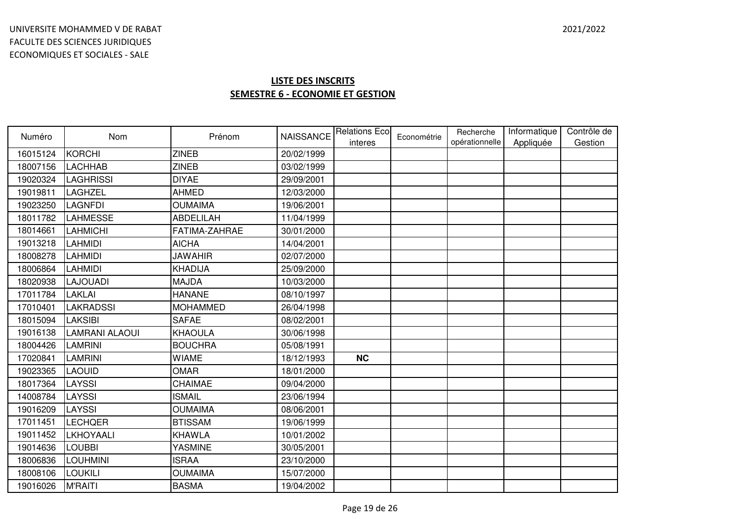UNIVERSITE MOHAMMED V DE RABAT
FACULTE DES SCIENCES JURIDIQUES
ECONOMIQUES ET SOCIALES - SALE

2021/2022

## LISTE DES INSCRITS
## SEMESTRE 6 - ECONOMIE ET GESTION

| Numéro | Nom | Prénom | NAISSANCE | Relations Eco interes | Econométrie | Recherche opérationnelle | Informatique Appliquée | Contrôle de Gestion |
|---|---|---|---|---|---|---|---|---|
| 16015124 | KORCHI | ZINEB | 20/02/1999 | | | | | |
| 18007156 | LACHHAB | ZINEB | 03/02/1999 | | | | | |
| 19020324 | LAGHRISSI | DIYAE | 29/09/2001 | | | | | |
| 19019811 | LAGHZEL | AHMED | 12/03/2000 | | | | | |
| 19023250 | LAGNFDI | OUMAIMA | 19/06/2001 | | | | | |
| 18011782 | LAHMESSE | ABDELILAH | 11/04/1999 | | | | | |
| 18014661 | LAHMICHI | FATIMA-ZAHRAE | 30/01/2000 | | | | | |
| 19013218 | LAHMIDI | AICHA | 14/04/2001 | | | | | |
| 18008278 | LAHMIDI | JAWAHIR | 02/07/2000 | | | | | |
| 18006864 | LAHMIDI | KHADIJA | 25/09/2000 | | | | | |
| 18020938 | LAJOUADI | MAJDA | 10/03/2000 | | | | | |
| 17011784 | LAKLAI | HANANE | 08/10/1997 | | | | | |
| 17010401 | LAKRADSSI | MOHAMMED | 26/04/1998 | | | | | |
| 18015094 | LAKSIBI | SAFAE | 08/02/2001 | | | | | |
| 19016138 | LAMRANI ALAOUI | KHAOULA | 30/06/1998 | | | | | |
| 18004426 | LAMRINI | BOUCHRA | 05/08/1991 | | | | | |
| 17020841 | LAMRINI | WIAME | 18/12/1993 | **NC** | | | | |
| 19023365 | LAOUID | OMAR | 18/01/2000 | | | | | |
| 18017364 | LAYSSI | CHAIMAE | 09/04/2000 | | | | | |
| 14008784 | LAYSSI | ISMAIL | 23/06/1994 | | | | | |
| 19016209 | LAYSSI | OUMAIMA | 08/06/2001 | | | | | |
| 17011451 | LECHQER | BTISSAM | 19/06/1999 | | | | | |
| 19011452 | LKHOYAALI | KHAWLA | 10/01/2002 | | | | | |
| 19014636 | LOUBBI | YASMINE | 30/05/2001 | | | | | |
| 18006836 | LOUHMINI | ISRAA | 23/10/2000 | | | | | |
| 18008106 | LOUKILI | OUMAIMA | 15/07/2000 | | | | | |
| 19016026 | M'RAITI | BASMA | 19/04/2002 | | | | | |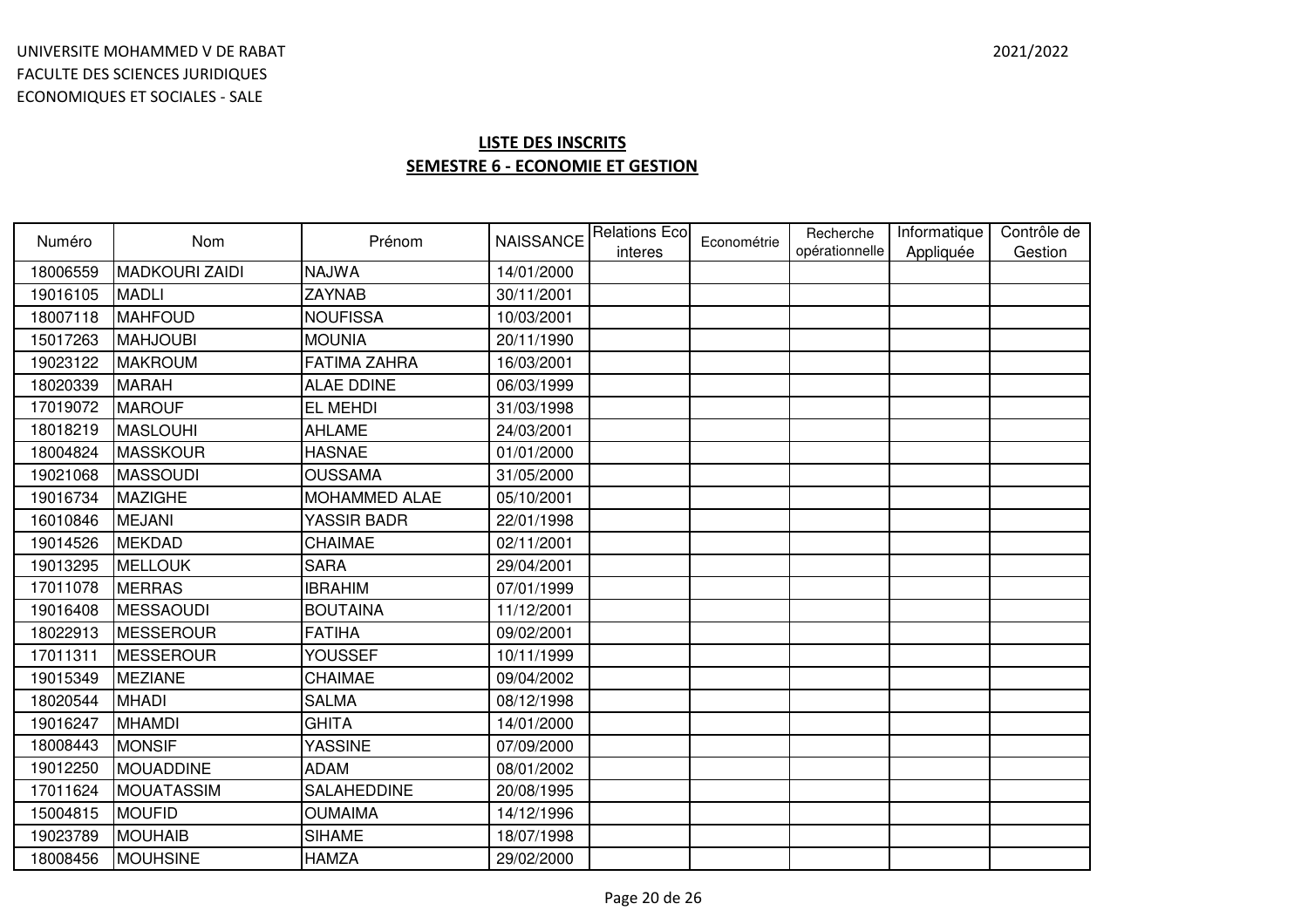UNIVERSITE MOHAMMED V DE RABAT
FACULTE DES SCIENCES JURIDIQUES
ECONOMIQUES ET SOCIALES - SALE

2021/2022

## LISTE DES INSCRITS
## SEMESTRE 6 - ECONOMIE ET GESTION

| Numéro | Nom | Prénom | NAISSANCE | Relations Eco interes | Econométrie | Recherche opérationnelle | Informatique Appliquée | Contrôle de Gestion |
|---|---|---|---|---|---|---|---|---|
| 18006559 | MADKOURI ZAIDI | NAJWA | 14/01/2000 | | | | | |
| 19016105 | MADLI | ZAYNAB | 30/11/2001 | | | | | |
| 18007118 | MAHFOUD | NOUFISSA | 10/03/2001 | | | | | |
| 15017263 | MAHJOUBI | MOUNIA | 20/11/1990 | | | | | |
| 19023122 | MAKROUM | FATIMA ZAHRA | 16/03/2001 | | | | | |
| 18020339 | MARAH | ALAE DDINE | 06/03/1999 | | | | | |
| 17019072 | MAROUF | EL MEHDI | 31/03/1998 | | | | | |
| 18018219 | MASLOUHI | AHLAME | 24/03/2001 | | | | | |
| 18004824 | MASSKOUR | HASNAE | 01/01/2000 | | | | | |
| 19021068 | MASSOUDI | OUSSAMA | 31/05/2000 | | | | | |
| 19016734 | MAZIGHE | MOHAMMED ALAE | 05/10/2001 | | | | | |
| 16010846 | MEJANI | YASSIR BADR | 22/01/1998 | | | | | |
| 19014526 | MEKDAD | CHAIMAE | 02/11/2001 | | | | | |
| 19013295 | MELLOUK | SARA | 29/04/2001 | | | | | |
| 17011078 | MERRAS | IBRAHIM | 07/01/1999 | | | | | |
| 19016408 | MESSAOUDI | BOUTAINA | 11/12/2001 | | | | | |
| 18022913 | MESSEROUR | FATIHA | 09/02/2001 | | | | | |
| 17011311 | MESSEROUR | YOUSSEF | 10/11/1999 | | | | | |
| 19015349 | MEZIANE | CHAIMAE | 09/04/2002 | | | | | |
| 18020544 | MHADI | SALMA | 08/12/1998 | | | | | |
| 19016247 | MHAMDI | GHITA | 14/01/2000 | | | | | |
| 18008443 | MONSIF | YASSINE | 07/09/2000 | | | | | |
| 19012250 | MOUADDINE | ADAM | 08/01/2002 | | | | | |
| 17011624 | MOUATASSIM | SALAHEDDINE | 20/08/1995 | | | | | |
| 15004815 | MOUFID | OUMAIMA | 14/12/1996 | | | | | |
| 19023789 | MOUHAIB | SIHAME | 18/07/1998 | | | | | |
| 18008456 | MOUHSINE | HAMZA | 29/02/2000 | | | | | |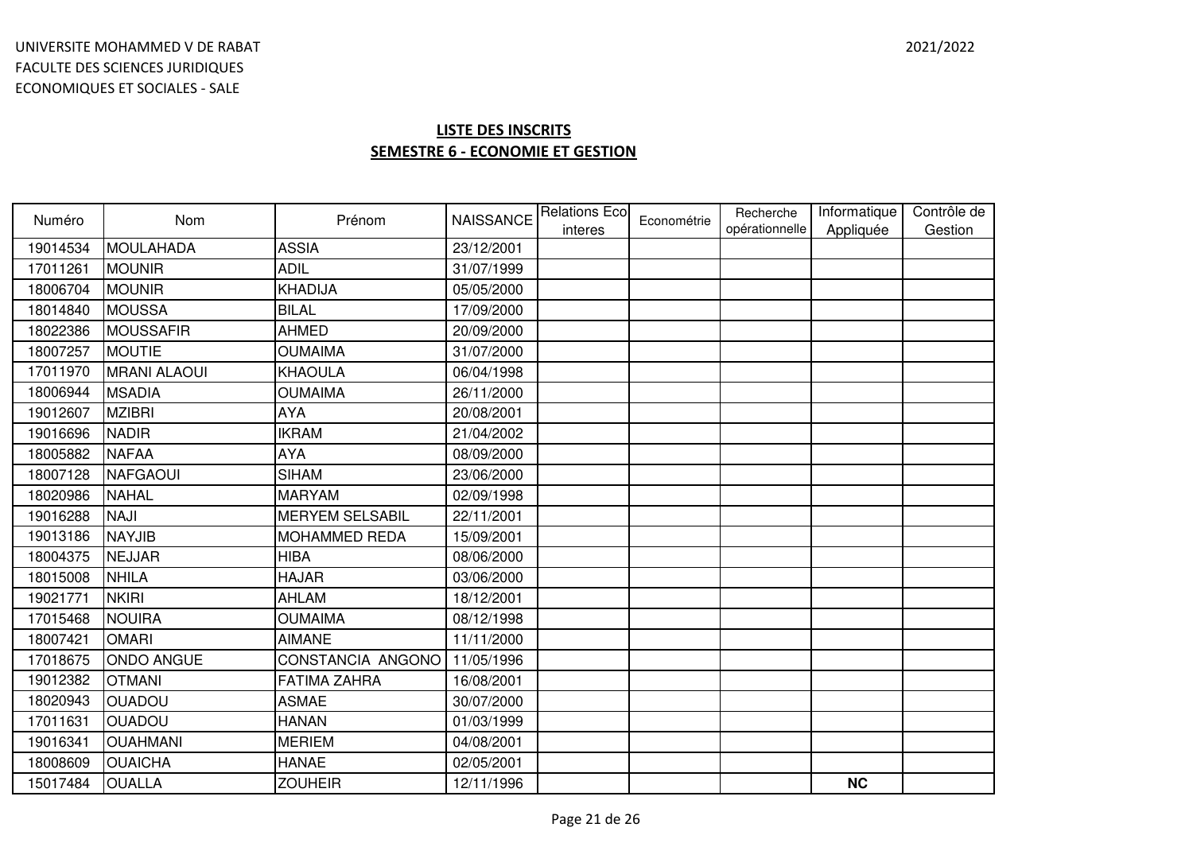UNIVERSITE MOHAMMED V DE RABAT
FACULTE DES SCIENCES JURIDIQUES
ECONOMIQUES ET SOCIALES - SALE

2021/2022

## LISTE DES INSCRITS
## SEMESTRE 6 - ECONOMIE ET GESTION

| Numéro | Nom | Prénom | NAISSANCE | Relations Eco interes | Econométrie | Recherche opérationnelle | Informatique Appliquée | Contrôle de Gestion |
|---|---|---|---|---|---|---|---|---|
| 19014534 | MOULAHADA | ASSIA | 23/12/2001 | | | | | |
| 17011261 | MOUNIR | ADIL | 31/07/1999 | | | | | |
| 18006704 | MOUNIR | KHADIJA | 05/05/2000 | | | | | |
| 18014840 | MOUSSA | BILAL | 17/09/2000 | | | | | |
| 18022386 | MOUSSAFIR | AHMED | 20/09/2000 | | | | | |
| 18007257 | MOUTIE | OUMAIMA | 31/07/2000 | | | | | |
| 17011970 | MRANI ALAOUI | KHAOULA | 06/04/1998 | | | | | |
| 18006944 | MSADIA | OUMAIMA | 26/11/2000 | | | | | |
| 19012607 | MZIBRI | AYA | 20/08/2001 | | | | | |
| 19016696 | NADIR | IKRAM | 21/04/2002 | | | | | |
| 18005882 | NAFAA | AYA | 08/09/2000 | | | | | |
| 18007128 | NAFGAOUI | SIHAM | 23/06/2000 | | | | | |
| 18020986 | NAHAL | MARYAM | 02/09/1998 | | | | | |
| 19016288 | NAJI | MERYEM SELSABIL | 22/11/2001 | | | | | |
| 19013186 | NAYJIB | MOHAMMED REDA | 15/09/2001 | | | | | |
| 18004375 | NEJJAR | HIBA | 08/06/2000 | | | | | |
| 18015008 | NHILA | HAJAR | 03/06/2000 | | | | | |
| 19021771 | NKIRI | AHLAM | 18/12/2001 | | | | | |
| 17015468 | NOUIRA | OUMAIMA | 08/12/1998 | | | | | |
| 18007421 | OMARI | AIMANE | 11/11/2000 | | | | | |
| 17018675 | ONDO ANGUE | CONSTANCIA ANGONO | 11/05/1996 | | | | | |
| 19012382 | OTMANI | FATIMA ZAHRA | 16/08/2001 | | | | | |
| 18020943 | OUADOU | ASMAE | 30/07/2000 | | | | | |
| 17011631 | OUADOU | HANAN | 01/03/1999 | | | | | |
| 19016341 | OUAHMANI | MERIEM | 04/08/2001 | | | | | |
| 18008609 | OUAICHA | HANAE | 02/05/2001 | | | | | |
| 15017484 | OUALLA | ZOUHEIR | 12/11/1996 | | | | **NC** | |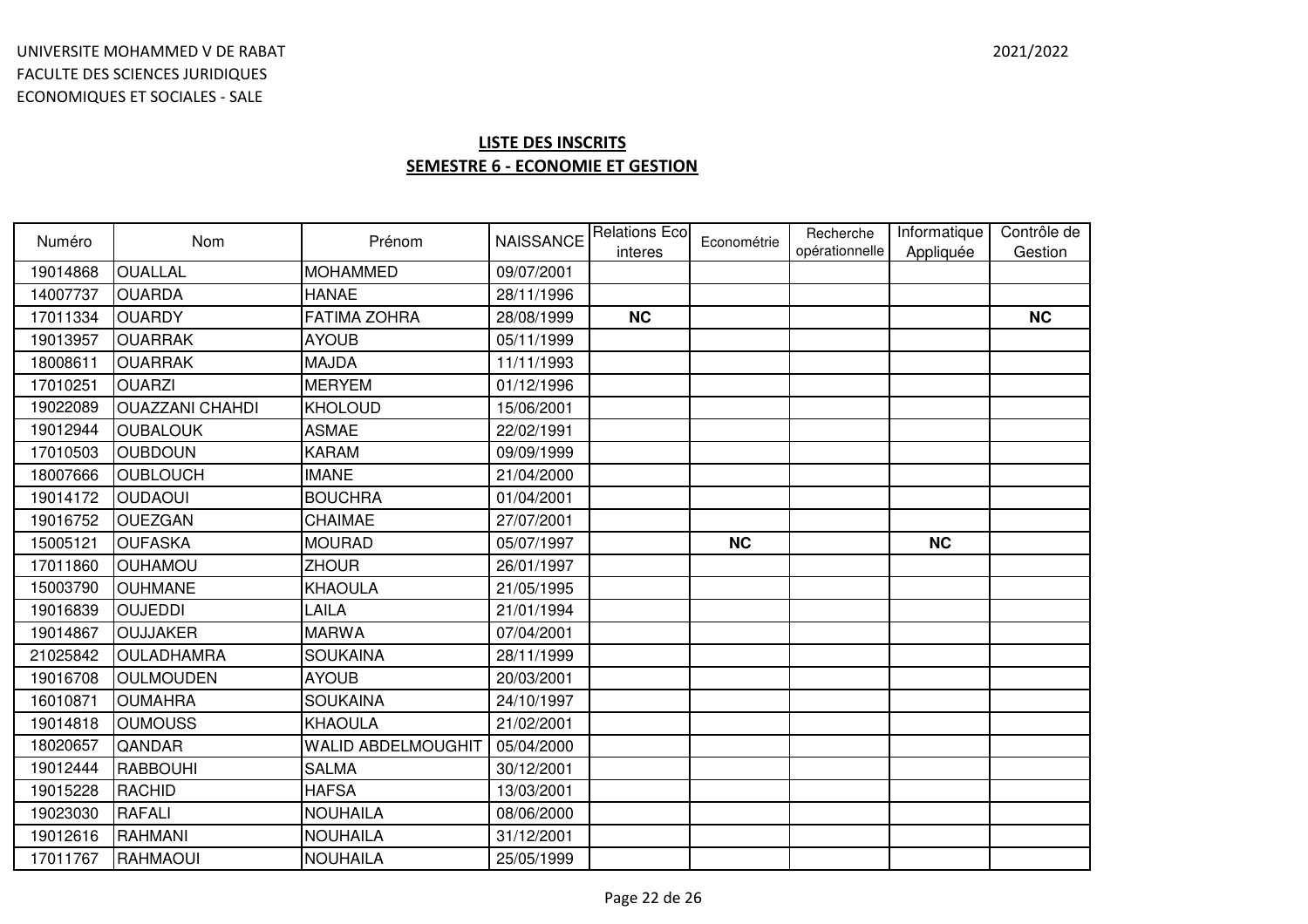UNIVERSITE MOHAMMED V DE RABAT
FACULTE DES SCIENCES JURIDIQUES
ECONOMIQUES ET SOCIALES - SALE

2021/2022

## LISTE DES INSCRITS
## SEMESTRE 6 - ECONOMIE ET GESTION

| Numéro | Nom | Prénom | NAISSANCE | Relations Eco interes | Econométrie | Recherche opérationnelle | Informatique Appliquée | Contrôle de Gestion |
|---|---|---|---|---|---|---|---|---|
| 19014868 | OUALLAL | MOHAMMED | 09/07/2001 | | | | | |
| 14007737 | OUARDA | HANAE | 28/11/1996 | | | | | |
| 17011334 | OUARDY | FATIMA ZOHRA | 28/08/1999 | **NC** | | | | **NC** |
| 19013957 | OUARRAK | AYOUB | 05/11/1999 | | | | | |
| 18008611 | OUARRAK | MAJDA | 11/11/1993 | | | | | |
| 17010251 | OUARZI | MERYEM | 01/12/1996 | | | | | |
| 19022089 | OUAZZANI CHAHDI | KHOLOUD | 15/06/2001 | | | | | |
| 19012944 | OUBALOUK | ASMAE | 22/02/1991 | | | | | |
| 17010503 | OUBDOUN | KARAM | 09/09/1999 | | | | | |
| 18007666 | OUBLOUCH | IMANE | 21/04/2000 | | | | | |
| 19014172 | OUDAOUI | BOUCHRA | 01/04/2001 | | | | | |
| 19016752 | OUEZGAN | CHAIMAE | 27/07/2001 | | | | | |
| 15005121 | OUFASKA | MOURAD | 05/07/1997 | | **NC** | | **NC** | |
| 17011860 | OUHAMOU | ZHOUR | 26/01/1997 | | | | | |
| 15003790 | OUHMANE | KHAOULA | 21/05/1995 | | | | | |
| 19016839 | OUJEDDI | LAILA | 21/01/1994 | | | | | |
| 19014867 | OUJJAKER | MARWA | 07/04/2001 | | | | | |
| 21025842 | OULADHAMRA | SOUKAINA | 28/11/1999 | | | | | |
| 19016708 | OULMOUDEN | AYOUB | 20/03/2001 | | | | | |
| 16010871 | OUMAHRA | SOUKAINA | 24/10/1997 | | | | | |
| 19014818 | OUMOUSS | KHAOULA | 21/02/2001 | | | | | |
| 18020657 | QANDAR | WALID ABDELMOUGHIT | 05/04/2000 | | | | | |
| 19012444 | RABBOUHI | SALMA | 30/12/2001 | | | | | |
| 19015228 | RACHID | HAFSA | 13/03/2001 | | | | | |
| 19023030 | RAFALI | NOUHAILA | 08/06/2000 | | | | | |
| 19012616 | RAHMANI | NOUHAILA | 31/12/2001 | | | | | |
| 17011767 | RAHMAOUI | NOUHAILA | 25/05/1999 | | | | | |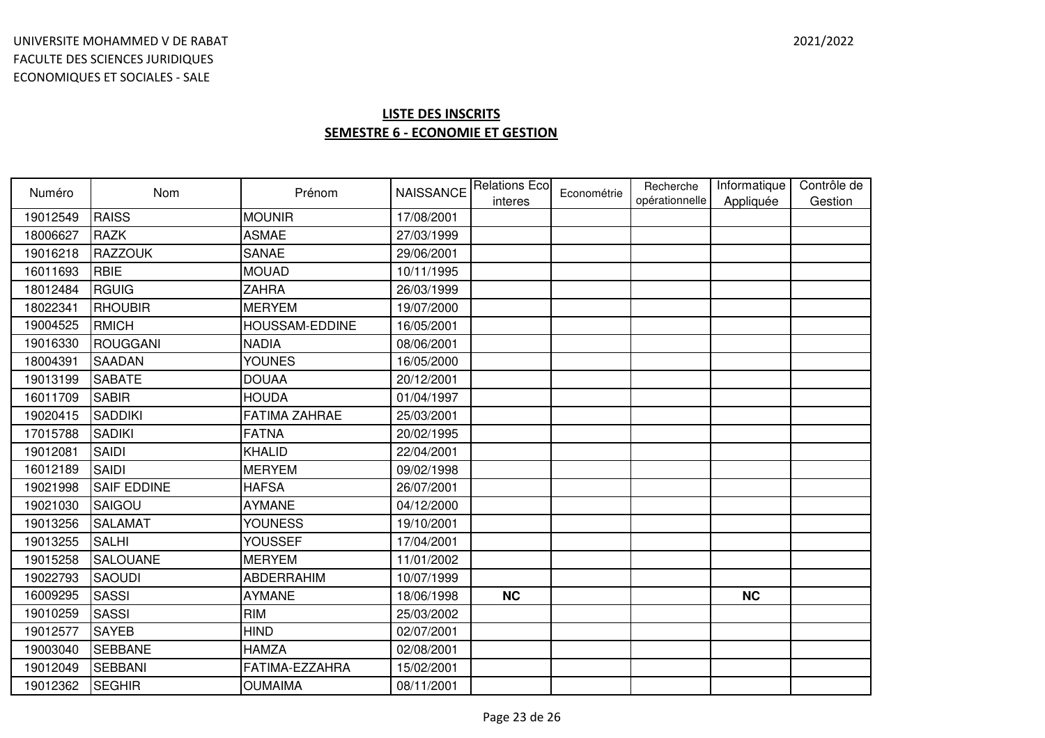UNIVERSITE MOHAMMED V DE RABAT
FACULTE DES SCIENCES JURIDIQUES
ECONOMIQUES ET SOCIALES - SALE

2021/2022

## LISTE DES INSCRITS
## SEMESTRE 6 - ECONOMIE ET GESTION

| Numéro | Nom | Prénom | NAISSANCE | Relations Eco interes | Econométrie | Recherche opérationnelle | Informatique Appliquée | Contrôle de Gestion |
|---|---|---|---|---|---|---|---|---|
| 19012549 | RAISS | MOUNIR | 17/08/2001 | | | | | |
| 18006627 | RAZK | ASMAE | 27/03/1999 | | | | | |
| 19016218 | RAZZOUK | SANAE | 29/06/2001 | | | | | |
| 16011693 | RBIE | MOUAD | 10/11/1995 | | | | | |
| 18012484 | RGUIG | ZAHRA | 26/03/1999 | | | | | |
| 18022341 | RHOUBIR | MERYEM | 19/07/2000 | | | | | |
| 19004525 | RMICH | HOUSSAM-EDDINE | 16/05/2001 | | | | | |
| 19016330 | ROUGGANI | NADIA | 08/06/2001 | | | | | |
| 18004391 | SAADAN | YOUNES | 16/05/2000 | | | | | |
| 19013199 | SABATE | DOUAA | 20/12/2001 | | | | | |
| 16011709 | SABIR | HOUDA | 01/04/1997 | | | | | |
| 19020415 | SADDIKI | FATIMA ZAHRAE | 25/03/2001 | | | | | |
| 17015788 | SADIKI | FATNA | 20/02/1995 | | | | | |
| 19012081 | SAIDI | KHALID | 22/04/2001 | | | | | |
| 16012189 | SAIDI | MERYEM | 09/02/1998 | | | | | |
| 19021998 | SAIF EDDINE | HAFSA | 26/07/2001 | | | | | |
| 19021030 | SAIGOU | AYMANE | 04/12/2000 | | | | | |
| 19013256 | SALAMAT | YOUNESS | 19/10/2001 | | | | | |
| 19013255 | SALHI | YOUSSEF | 17/04/2001 | | | | | |
| 19015258 | SALOUANE | MERYEM | 11/01/2002 | | | | | |
| 19022793 | SAOUDI | ABDERRAHIM | 10/07/1999 | | | | | |
| 16009295 | SASSI | AYMANE | 18/06/1998 | **NC** | | | **NC** | |
| 19010259 | SASSI | RIM | 25/03/2002 | | | | | |
| 19012577 | SAYEB | HIND | 02/07/2001 | | | | | |
| 19003040 | SEBBANE | HAMZA | 02/08/2001 | | | | | |
| 19012049 | SEBBANI | FATIMA-EZZAHRA | 15/02/2001 | | | | | |
| 19012362 | SEGHIR | OUMAIMA | 08/11/2001 | | | | | |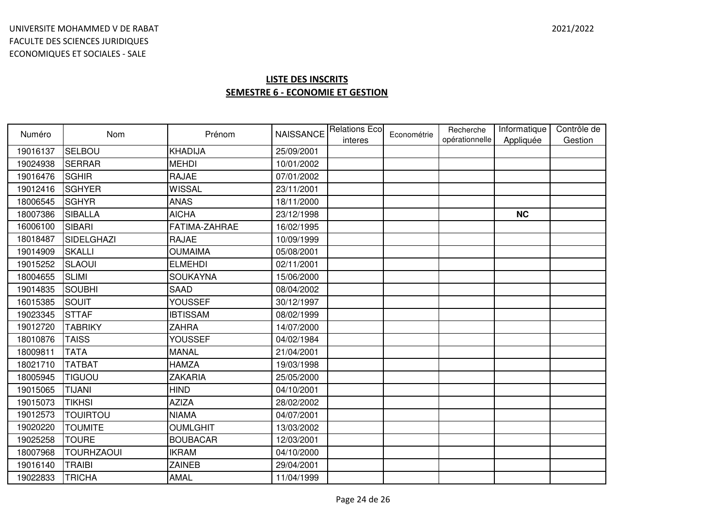UNIVERSITE MOHAMMED V DE RABAT
FACULTE DES SCIENCES JURIDIQUES
ECONOMIQUES ET SOCIALES - SALE

2021/2022

**LISTE DES INSCRITS**

**SEMESTRE 6 - ECONOMIE ET GESTION**

| Numéro | Nom | Prénom | NAISSANCE | Relations Eco interes | Econométrie | Recherche opérationnelle | Informatique Appliquée | Contrôle de Gestion |
|---|---|---|---|---|---|---|---|---|
| 19016137 | SELBOU | KHADIJA | 25/09/2001 | | | | | |
| 19024938 | SERRAR | MEHDI | 10/01/2002 | | | | | |
| 19016476 | SGHIR | RAJAE | 07/01/2002 | | | | | |
| 19012416 | SGHYER | WISSAL | 23/11/2001 | | | | | |
| 18006545 | SGHYR | ANAS | 18/11/2000 | | | | | |
| 18007386 | SIBALLA | AICHA | 23/12/1998 | | | | **NC** | |
| 16006100 | SIBARI | FATIMA-ZAHRAE | 16/02/1995 | | | | | |
| 18018487 | SIDELGHAZI | RAJAE | 10/09/1999 | | | | | |
| 19014909 | SKALLI | OUMAIMA | 05/08/2001 | | | | | |
| 19015252 | SLAOUI | ELMEHDI | 02/11/2001 | | | | | |
| 18004655 | SLIMI | SOUKAYNA | 15/06/2000 | | | | | |
| 19014835 | SOUBHI | SAAD | 08/04/2002 | | | | | |
| 16015385 | SOUIT | YOUSSEF | 30/12/1997 | | | | | |
| 19023345 | STTAF | IBTISSAM | 08/02/1999 | | | | | |
| 19012720 | TABRIKY | ZAHRA | 14/07/2000 | | | | | |
| 18010876 | TAISS | YOUSSEF | 04/02/1984 | | | | | |
| 18009811 | TATA | MANAL | 21/04/2001 | | | | | |
| 18021710 | TATBAT | HAMZA | 19/03/1998 | | | | | |
| 18005945 | TIGUOU | ZAKARIA | 25/05/2000 | | | | | |
| 19015065 | TIJANI | HIND | 04/10/2001 | | | | | |
| 19015073 | TIKHSI | AZIZA | 28/02/2002 | | | | | |
| 19012573 | TOUIRTOU | NIAMA | 04/07/2001 | | | | | |
| 19020220 | TOUMITE | OUMLGHIT | 13/03/2002 | | | | | |
| 19025258 | TOURE | BOUBACAR | 12/03/2001 | | | | | |
| 18007968 | TOURHZAOUI | IKRAM | 04/10/2000 | | | | | |
| 19016140 | TRAIBI | ZAINEB | 29/04/2001 | | | | | |
| 19022833 | TRICHA | AMAL | 11/04/1999 | | | | | |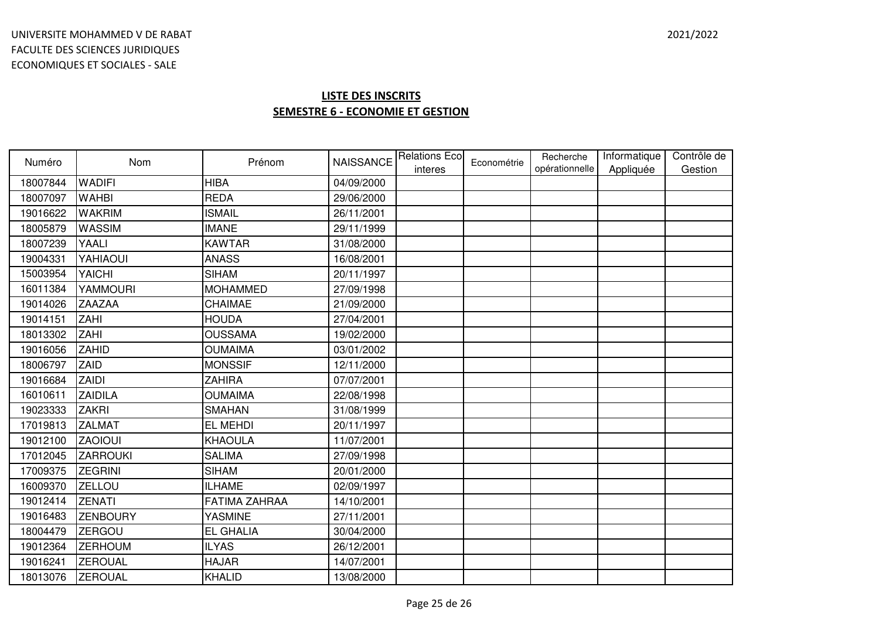UNIVERSITE MOHAMMED V DE RABAT
FACULTE DES SCIENCES JURIDIQUES
ECONOMIQUES ET SOCIALES - SALE

2021/2022

## LISTE DES INSCRITS
## SEMESTRE 6 - ECONOMIE ET GESTION

| Numéro | Nom | Prénom | NAISSANCE | Relations Eco interes | Econométrie | Recherche opérationnelle | Informatique Appliquée | Contrôle de Gestion |
|---|---|---|---|---|---|---|---|---|
| 18007844 | WADIFI | HIBA | 04/09/2000 | | | | | |
| 18007097 | WAHBI | REDA | 29/06/2000 | | | | | |
| 19016622 | WAKRIM | ISMAIL | 26/11/2001 | | | | | |
| 18005879 | WASSIM | IMANE | 29/11/1999 | | | | | |
| 18007239 | YAALI | KAWTAR | 31/08/2000 | | | | | |
| 19004331 | YAHIAOUI | ANASS | 16/08/2001 | | | | | |
| 15003954 | YAICHI | SIHAM | 20/11/1997 | | | | | |
| 16011384 | YAMMOURI | MOHAMMED | 27/09/1998 | | | | | |
| 19014026 | ZAAZAA | CHAIMAE | 21/09/2000 | | | | | |
| 19014151 | ZAHI | HOUDA | 27/04/2001 | | | | | |
| 18013302 | ZAHI | OUSSAMA | 19/02/2000 | | | | | |
| 19016056 | ZAHID | OUMAIMA | 03/01/2002 | | | | | |
| 18006797 | ZAID | MONSSIF | 12/11/2000 | | | | | |
| 19016684 | ZAIDI | ZAHIRA | 07/07/2001 | | | | | |
| 16010611 | ZAIDILA | OUMAIMA | 22/08/1998 | | | | | |
| 19023333 | ZAKRI | SMAHAN | 31/08/1999 | | | | | |
| 17019813 | ZALMAT | EL MEHDI | 20/11/1997 | | | | | |
| 19012100 | ZAOIOUI | KHAOULA | 11/07/2001 | | | | | |
| 17012045 | ZARROUKI | SALIMA | 27/09/1998 | | | | | |
| 17009375 | ZEGRINI | SIHAM | 20/01/2000 | | | | | |
| 16009370 | ZELLOU | ILHAME | 02/09/1997 | | | | | |
| 19012414 | ZENATI | FATIMA ZAHRAA | 14/10/2001 | | | | | |
| 19016483 | ZENBOURY | YASMINE | 27/11/2001 | | | | | |
| 18004479 | ZERGOU | EL GHALIA | 30/04/2000 | | | | | |
| 19012364 | ZERHOUM | ILYAS | 26/12/2001 | | | | | |
| 19016241 | ZEROUAL | HAJAR | 14/07/2001 | | | | | |
| 18013076 | ZEROUAL | KHALID | 13/08/2000 | | | | | |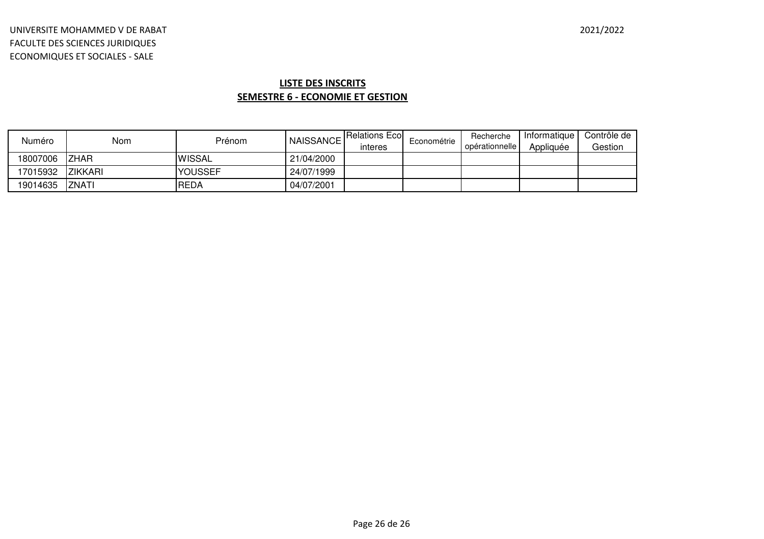UNIVERSITE MOHAMMED V DE RABAT
FACULTE DES SCIENCES JURIDIQUES
ECONOMIQUES ET SOCIALES - SALE

2021/2022

**LISTE DES INSCRITS**
**SEMESTRE 6 - ECONOMIE ET GESTION**

| Numéro | Nom | Prénom | NAISSANCE | Relations Eco interes | Econométrie | Recherche opérationnelle | Informatique Appliquée | Contrôle de Gestion |
|---|---|---|---|---|---|---|---|---|
| 18007006 | ZHAR | WISSAL | 21/04/2000 | | | | | |
| 17015932 | ZIKKARI | YOUSSEF | 24/07/1999 | | | | | |
| 19014635 | ZNATI | REDA | 04/07/2001 | | | | | |